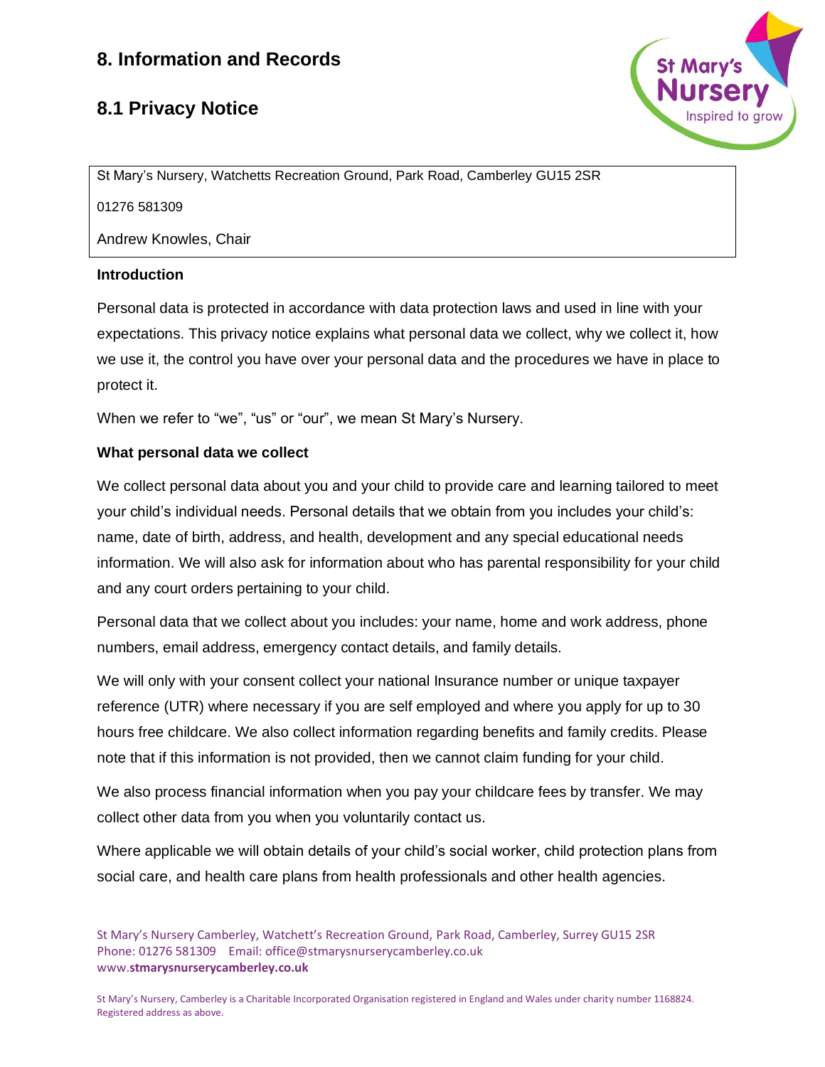# 8. Information and Records

## 8.1 Privacy Notice

St Mary's Nursery, Watchetts Recreation Ground, Park Road, Camberley GU15 2SR

01276 581309

Andrew Knowles, Chair

**Introduction**

Personal data is protected in accordance with data protection laws and used in line with your expectations. This privacy notice explains what personal data we collect, why we collect it, how we use it, the control you have over your personal data and the procedures we have in place to protect it.

When we refer to "we", "us" or "our", we mean St Mary's Nursery.

**What personal data we collect**

We collect personal data about you and your child to provide care and learning tailored to meet your child's individual needs. Personal details that we obtain from you includes your child's: name, date of birth, address, and health, development and any special educational needs information. We will also ask for information about who has parental responsibility for your child and any court orders pertaining to your child.

Personal data that we collect about you includes: your name, home and work address, phone numbers, email address, emergency contact details, and family details.

We will only with your consent collect your national Insurance number or unique taxpayer reference (UTR) where necessary if you are self employed and where you apply for up to 30 hours free childcare. We also collect information regarding benefits and family credits. Please note that if this information is not provided, then we cannot claim funding for your child.

We also process financial information when you pay your childcare fees by transfer. We may collect other data from you when you voluntarily contact us.

Where applicable we will obtain details of your child's social worker, child protection plans from social care, and health care plans from health professionals and other health agencies.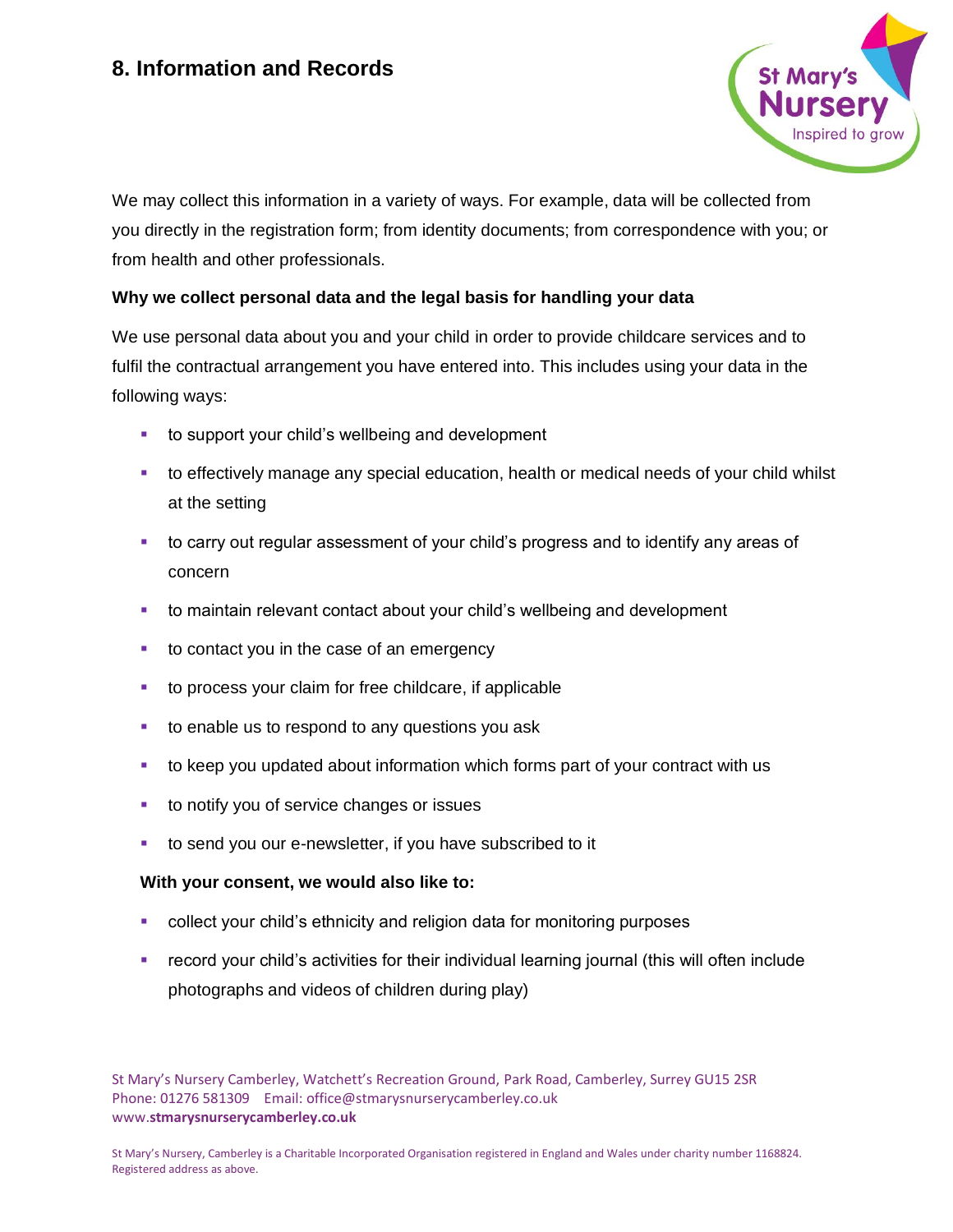## 8. Information and Records

We may collect this information in a variety of ways. For example, data will be collected from you directly in the registration form; from identity documents; from correspondence with you; or from health and other professionals.

**Why we collect personal data and the legal basis for handling your data**

We use personal data about you and your child in order to provide childcare services and to fulfil the contractual arrangement you have entered into. This includes using your data in the following ways:

- to support your child's wellbeing and development
- to effectively manage any special education, health or medical needs of your child whilst at the setting
- to carry out regular assessment of your child's progress and to identify any areas of concern
- to maintain relevant contact about your child's wellbeing and development
- to contact you in the case of an emergency
- to process your claim for free childcare, if applicable
- to enable us to respond to any questions you ask
- to keep you updated about information which forms part of your contract with us
- to notify you of service changes or issues
- to send you our e-newsletter, if you have subscribed to it

**With your consent, we would also like to:**

- collect your child's ethnicity and religion data for monitoring purposes
- record your child's activities for their individual learning journal (this will often include photographs and videos of children during play)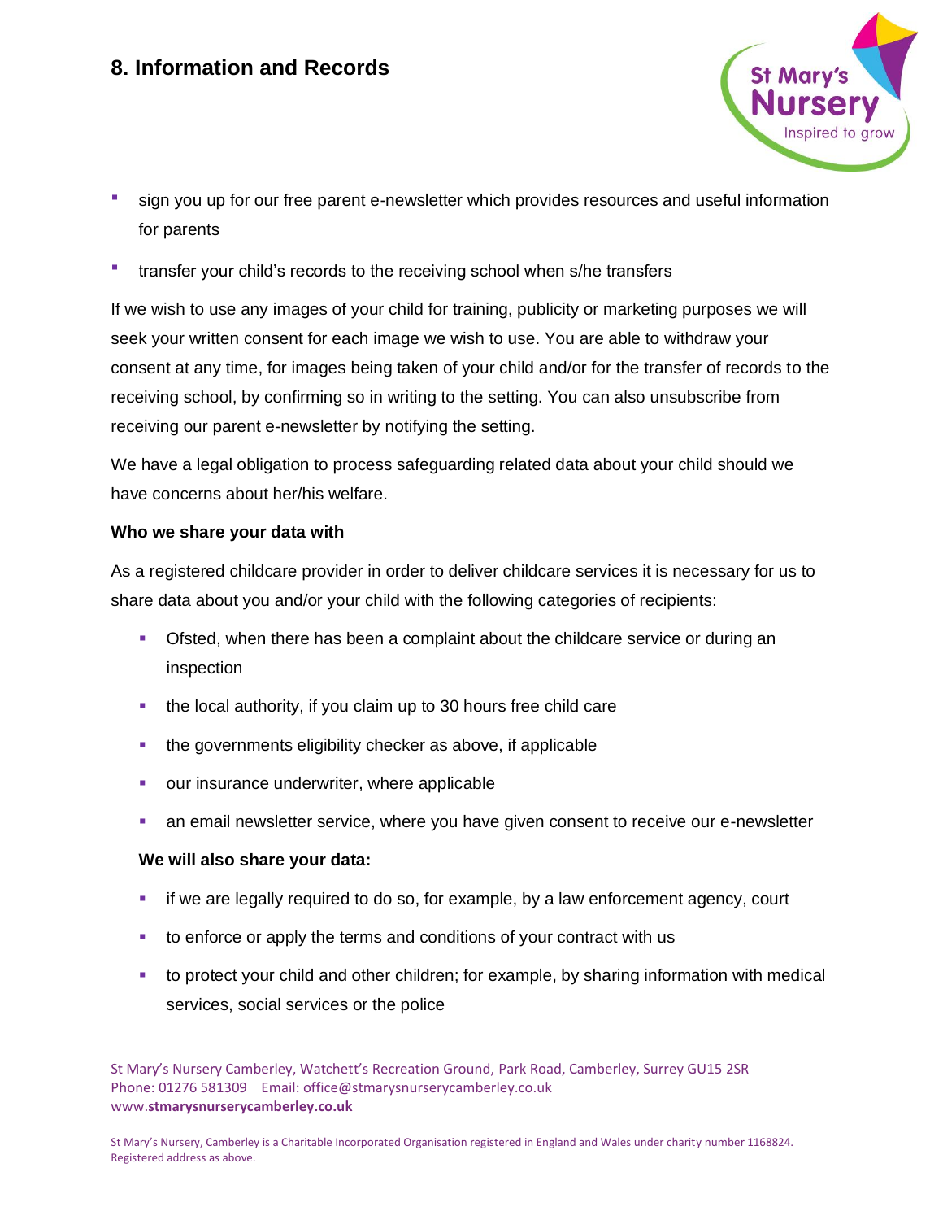- sign you up for our free parent e-newsletter which provides resources and useful information for parents
- transfer your child's records to the receiving school when s/he transfers

If we wish to use any images of your child for training, publicity or marketing purposes we will seek your written consent for each image we wish to use. You are able to withdraw your consent at any time, for images being taken of your child and/or for the transfer of records to the receiving school, by confirming so in writing to the setting. You can also unsubscribe from receiving our parent e-newsletter by notifying the setting.

We have a legal obligation to process safeguarding related data about your child should we have concerns about her/his welfare.

**Who we share your data with**

As a registered childcare provider in order to deliver childcare services it is necessary for us to share data about you and/or your child with the following categories of recipients:

- Ofsted, when there has been a complaint about the childcare service or during an inspection
- the local authority, if you claim up to 30 hours free child care
- the governments eligibility checker as above, if applicable
- our insurance underwriter, where applicable
- an email newsletter service, where you have given consent to receive our e-newsletter

**We will also share your data:**

- if we are legally required to do so, for example, by a law enforcement agency, court
- to enforce or apply the terms and conditions of your contract with us
- to protect your child and other children; for example, by sharing information with medical services, social services or the police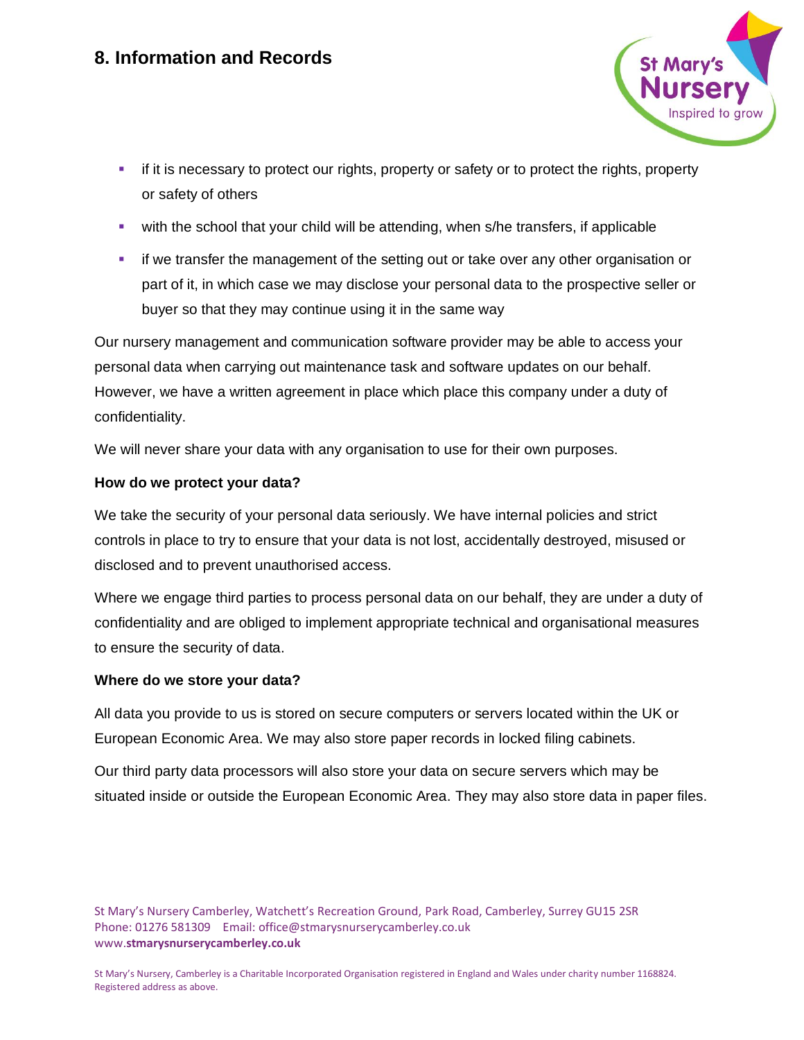- if it is necessary to protect our rights, property or safety or to protect the rights, property or safety of others
- with the school that your child will be attending, when s/he transfers, if applicable
- if we transfer the management of the setting out or take over any other organisation or part of it, in which case we may disclose your personal data to the prospective seller or buyer so that they may continue using it in the same way

Our nursery management and communication software provider may be able to access your personal data when carrying out maintenance task and software updates on our behalf. However, we have a written agreement in place which place this company under a duty of confidentiality.

We will never share your data with any organisation to use for their own purposes.

**How do we protect your data?**

We take the security of your personal data seriously. We have internal policies and strict controls in place to try to ensure that your data is not lost, accidentally destroyed, misused or disclosed and to prevent unauthorised access.

Where we engage third parties to process personal data on our behalf, they are under a duty of confidentiality and are obliged to implement appropriate technical and organisational measures to ensure the security of data.

**Where do we store your data?**

All data you provide to us is stored on secure computers or servers located within the UK or European Economic Area. We may also store paper records in locked filing cabinets.

Our third party data processors will also store your data on secure servers which may be situated inside or outside the European Economic Area. They may also store data in paper files.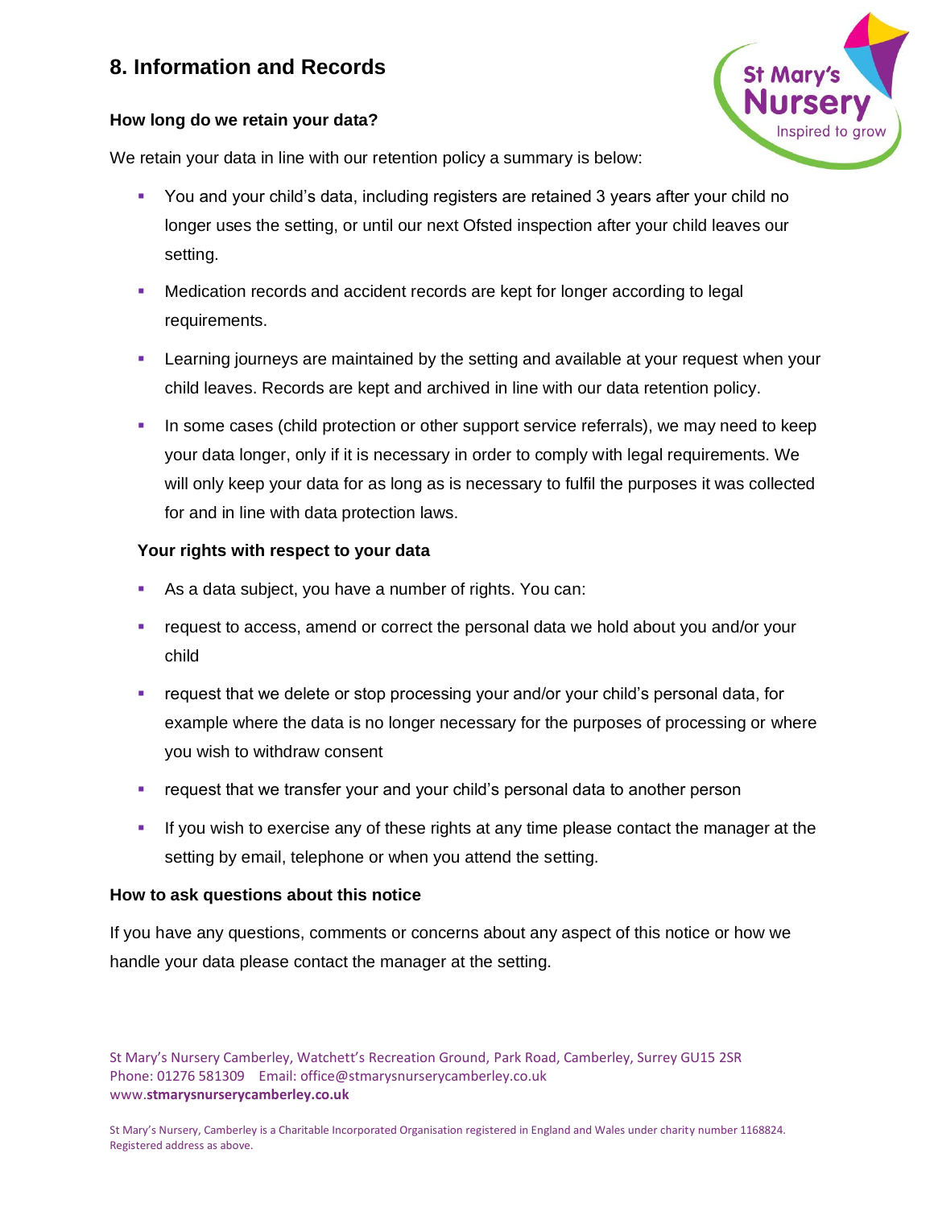## 8. Information and Records

### How long do we retain your data?

We retain your data in line with our retention policy a summary is below:

- You and your child's data, including registers are retained 3 years after your child no longer uses the setting, or until our next Ofsted inspection after your child leaves our setting.
- Medication records and accident records are kept for longer according to legal requirements.
- Learning journeys are maintained by the setting and available at your request when your child leaves. Records are kept and archived in line with our data retention policy.
- In some cases (child protection or other support service referrals), we may need to keep your data longer, only if it is necessary in order to comply with legal requirements. We will only keep your data for as long as is necessary to fulfil the purposes it was collected for and in line with data protection laws.

### Your rights with respect to your data

- As a data subject, you have a number of rights. You can:
- request to access, amend or correct the personal data we hold about you and/or your child
- request that we delete or stop processing your and/or your child's personal data, for example where the data is no longer necessary for the purposes of processing or where you wish to withdraw consent
- request that we transfer your and your child's personal data to another person
- If you wish to exercise any of these rights at any time please contact the manager at the setting by email, telephone or when you attend the setting.

### How to ask questions about this notice

If you have any questions, comments or concerns about any aspect of this notice or how we handle your data please contact the manager at the setting.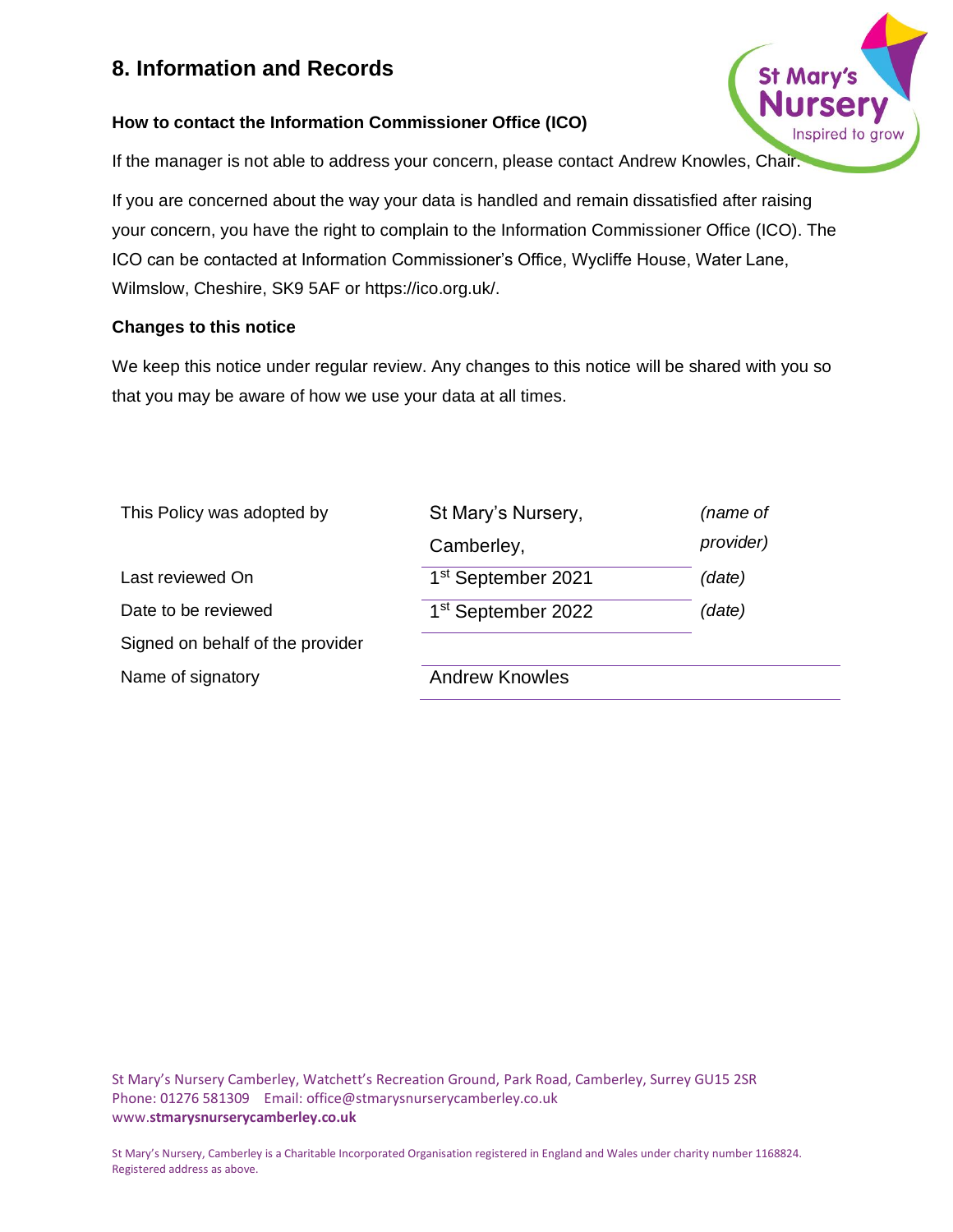## 8. Information and Records

### How to contact the Information Commissioner Office (ICO)

If the manager is not able to address your concern, please contact Andrew Knowles, Chair.

If you are concerned about the way your data is handled and remain dissatisfied after raising your concern, you have the right to complain to the Information Commissioner Office (ICO). The ICO can be contacted at Information Commissioner's Office, Wycliffe House, Water Lane, Wilmslow, Cheshire, SK9 5AF or https://ico.org.uk/.

### Changes to this notice

We keep this notice under regular review. Any changes to this notice will be shared with you so that you may be aware of how we use your data at all times.

| | | |
|---|---|---|
| This Policy was adopted by | St Mary's Nursery, Camberley, | *(name of provider)* |
| Last reviewed On | 1st September 2021 | *(date)* |
| Date to be reviewed | 1st September 2022 | *(date)* |
| Signed on behalf of the provider | | |
| Name of signatory | Andrew Knowles | |

St Mary's Nursery Camberley, Watchett's Recreation Ground, Park Road, Camberley, Surrey GU15 2SR
Phone: 01276 581309 Email: office@stmarysnurserycamberley.co.uk
www.**stmarysnurserycamberley.co.uk**

St Mary's Nursery, Camberley is a Charitable Incorporated Organisation registered in England and Wales under charity number 1168824. Registered address as above.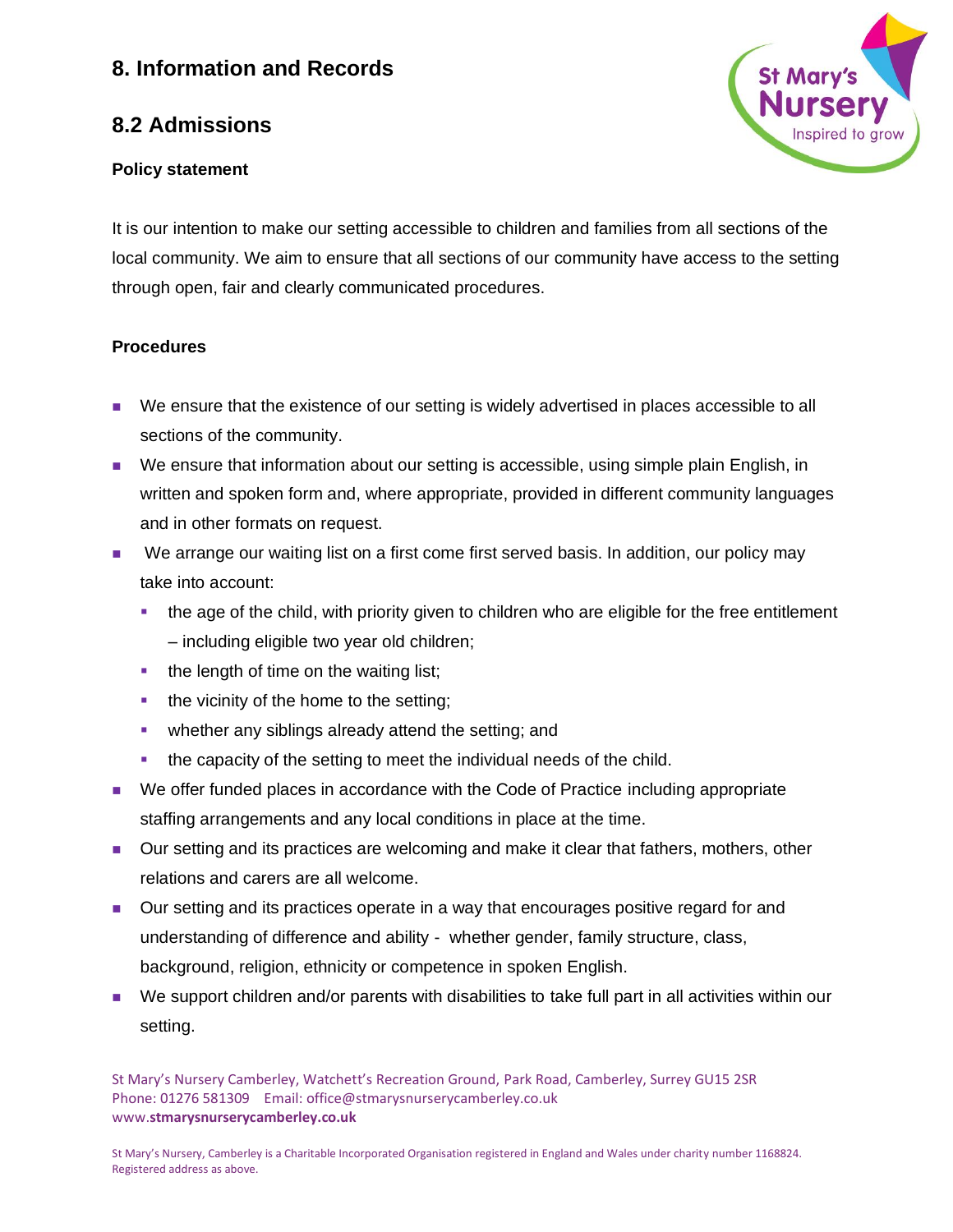## 8. Information and Records

## 8.2 Admissions

### Policy statement

It is our intention to make our setting accessible to children and families from all sections of the local community. We aim to ensure that all sections of our community have access to the setting through open, fair and clearly communicated procedures.

### Procedures

- We ensure that the existence of our setting is widely advertised in places accessible to all sections of the community.
- We ensure that information about our setting is accessible, using simple plain English, in written and spoken form and, where appropriate, provided in different community languages and in other formats on request.
- We arrange our waiting list on a first come first served basis. In addition, our policy may take into account:
  - the age of the child, with priority given to children who are eligible for the free entitlement – including eligible two year old children;
  - the length of time on the waiting list;
  - the vicinity of the home to the setting;
  - whether any siblings already attend the setting; and
  - the capacity of the setting to meet the individual needs of the child.
- We offer funded places in accordance with the Code of Practice including appropriate staffing arrangements and any local conditions in place at the time.
- Our setting and its practices are welcoming and make it clear that fathers, mothers, other relations and carers are all welcome.
- Our setting and its practices operate in a way that encourages positive regard for and understanding of difference and ability - whether gender, family structure, class, background, religion, ethnicity or competence in spoken English.
- We support children and/or parents with disabilities to take full part in all activities within our setting.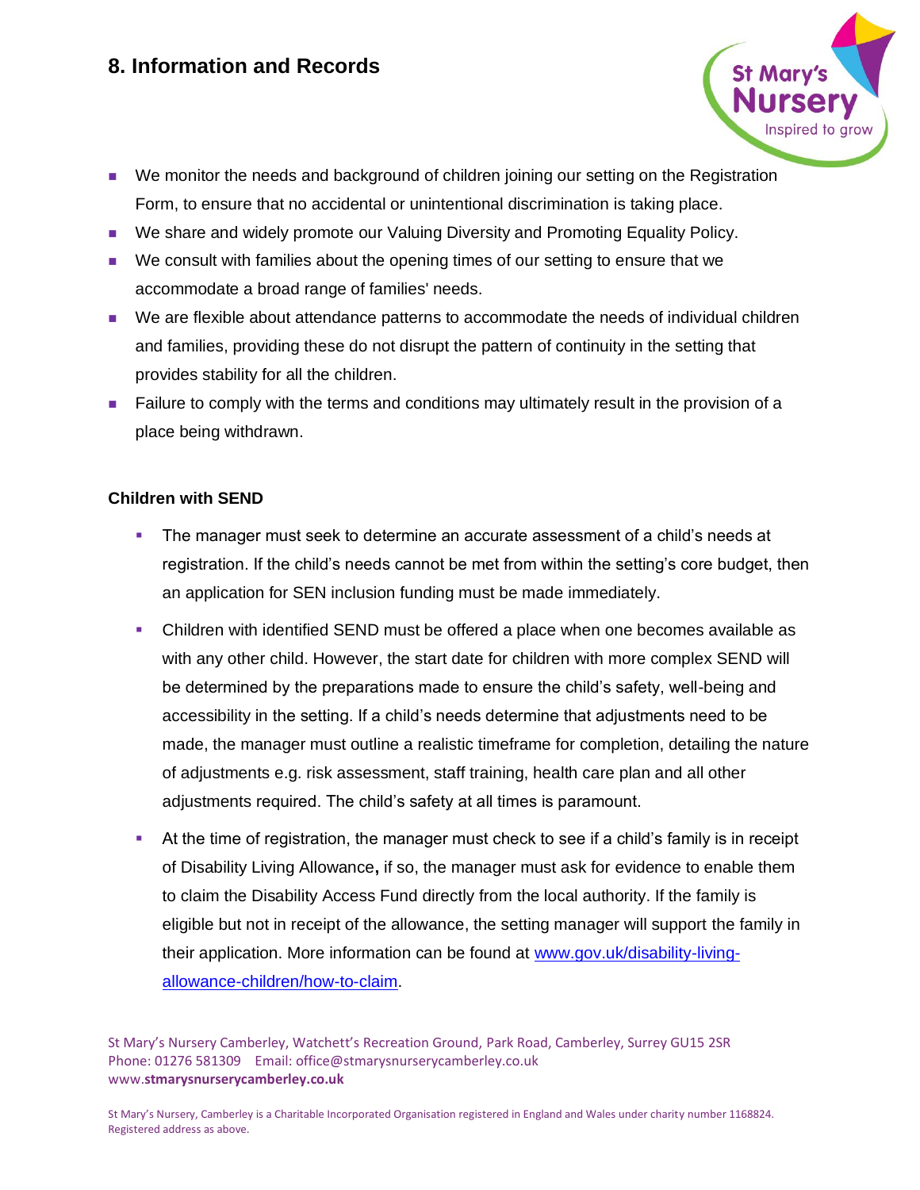## 8. Information and Records

- We monitor the needs and background of children joining our setting on the Registration Form, to ensure that no accidental or unintentional discrimination is taking place.
- We share and widely promote our Valuing Diversity and Promoting Equality Policy.
- We consult with families about the opening times of our setting to ensure that we accommodate a broad range of families' needs.
- We are flexible about attendance patterns to accommodate the needs of individual children and families, providing these do not disrupt the pattern of continuity in the setting that provides stability for all the children.
- Failure to comply with the terms and conditions may ultimately result in the provision of a place being withdrawn.

**Children with SEND**

- The manager must seek to determine an accurate assessment of a child's needs at registration. If the child's needs cannot be met from within the setting's core budget, then an application for SEN inclusion funding must be made immediately.
- Children with identified SEND must be offered a place when one becomes available as with any other child. However, the start date for children with more complex SEND will be determined by the preparations made to ensure the child's safety, well-being and accessibility in the setting. If a child's needs determine that adjustments need to be made, the manager must outline a realistic timeframe for completion, detailing the nature of adjustments e.g. risk assessment, staff training, health care plan and all other adjustments required. The child's safety at all times is paramount.
- At the time of registration, the manager must check to see if a child's family is in receipt of Disability Living Allowance**,** if so, the manager must ask for evidence to enable them to claim the Disability Access Fund directly from the local authority. If the family is eligible but not in receipt of the allowance, the setting manager will support the family in their application. More information can be found at [www.gov.uk/disability-living-allowance-children/how-to-claim](www.gov.uk/disability-living-allowance-children/how-to-claim).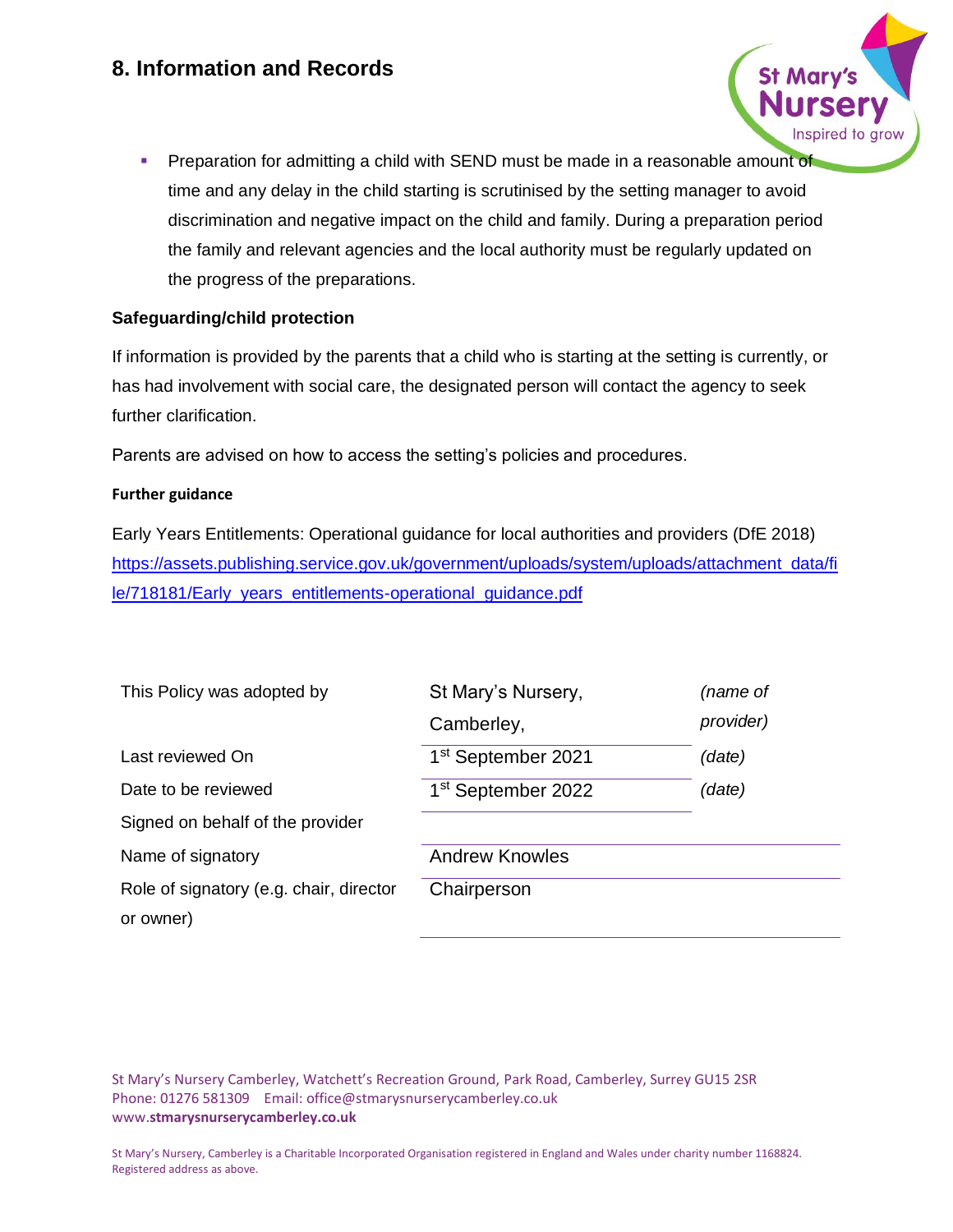## 8. Information and Records

- Preparation for admitting a child with SEND must be made in a reasonable amount of time and any delay in the child starting is scrutinised by the setting manager to avoid discrimination and negative impact on the child and family. During a preparation period the family and relevant agencies and the local authority must be regularly updated on the progress of the preparations.

**Safeguarding/child protection**

If information is provided by the parents that a child who is starting at the setting is currently, or has had involvement with social care, the designated person will contact the agency to seek further clarification.

Parents are advised on how to access the setting's policies and procedures.

**Further guidance**

Early Years Entitlements: Operational guidance for local authorities and providers (DfE 2018) https://assets.publishing.service.gov.uk/government/uploads/system/uploads/attachment_data/file/718181/Early_years_entitlements-operational_guidance.pdf

| | | |
|---|---|---|
| This Policy was adopted by | St Mary's Nursery, Camberley, | *(name of provider)* |
| Last reviewed On | 1st September 2021 | *(date)* |
| Date to be reviewed | 1st September 2022 | *(date)* |
| Signed on behalf of the provider | | |
| Name of signatory | Andrew Knowles | |
| Role of signatory (e.g. chair, director or owner) | Chairperson | |

St Mary's Nursery Camberley, Watchett's Recreation Ground, Park Road, Camberley, Surrey GU15 2SR
Phone: 01276 581309 Email: office@stmarysnurserycamberley.co.uk
www.**stmarysnurserycamberley.co.uk**

St Mary's Nursery, Camberley is a Charitable Incorporated Organisation registered in England and Wales under charity number 1168824. Registered address as above.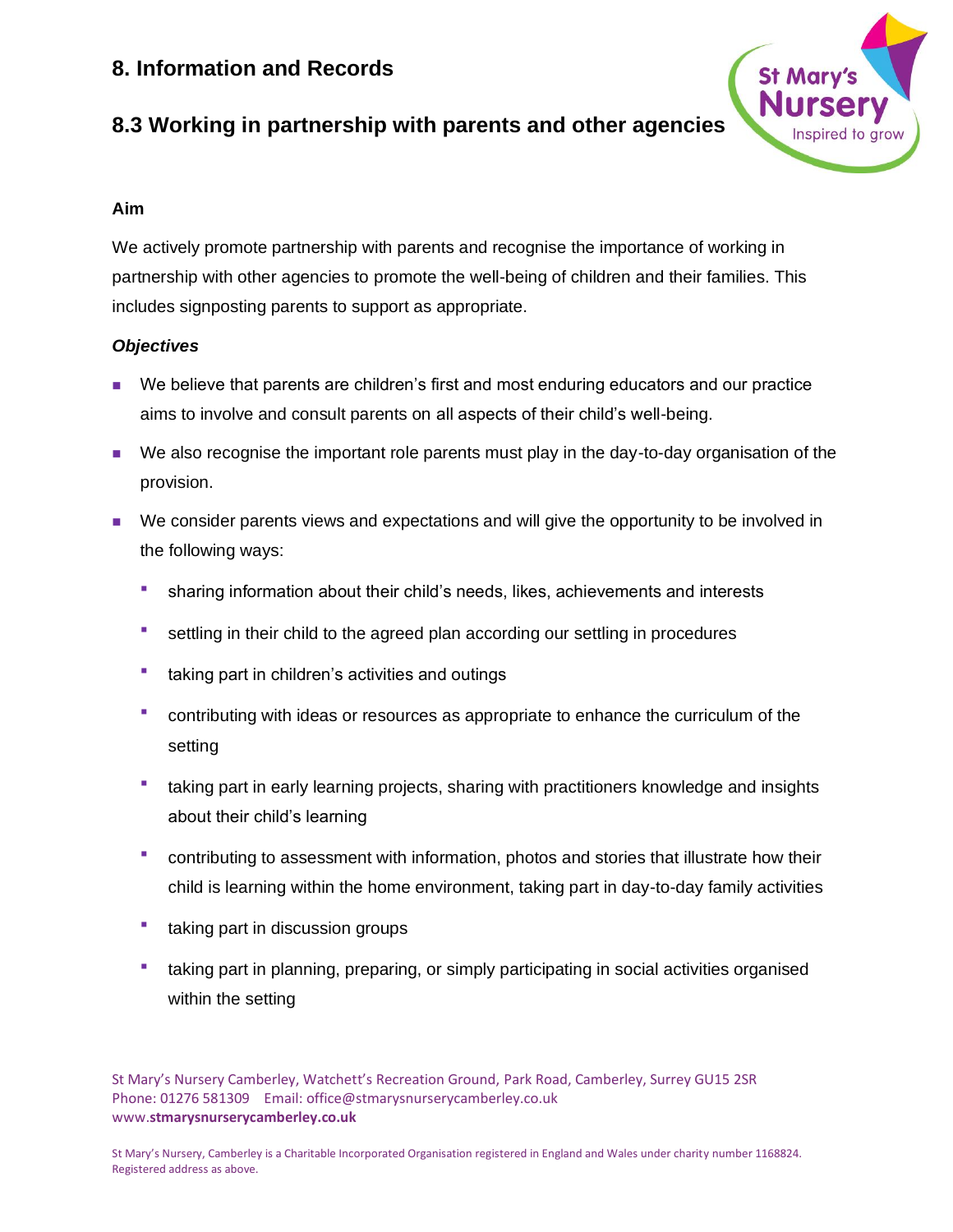## 8. Information and Records

## 8.3 Working in partnership with parents and other agencies

**Aim**

We actively promote partnership with parents and recognise the importance of working in partnership with other agencies to promote the well-being of children and their families. This includes signposting parents to support as appropriate.

***Objectives***

- We believe that parents are children's first and most enduring educators and our practice aims to involve and consult parents on all aspects of their child's well-being.
- We also recognise the important role parents must play in the day-to-day organisation of the provision.
- We consider parents views and expectations and will give the opportunity to be involved in the following ways:
  - sharing information about their child's needs, likes, achievements and interests
  - settling in their child to the agreed plan according our settling in procedures
  - taking part in children's activities and outings
  - contributing with ideas or resources as appropriate to enhance the curriculum of the setting
  - taking part in early learning projects, sharing with practitioners knowledge and insights about their child's learning
  - contributing to assessment with information, photos and stories that illustrate how their child is learning within the home environment, taking part in day-to-day family activities
  - taking part in discussion groups
  - taking part in planning, preparing, or simply participating in social activities organised within the setting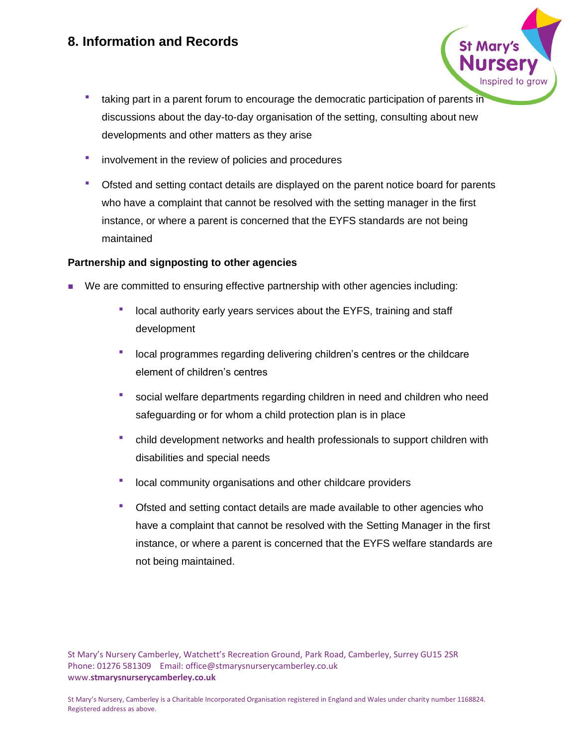# 8. Information and Records

- taking part in a parent forum to encourage the democratic participation of parents in discussions about the day-to-day organisation of the setting, consulting about new developments and other matters as they arise
- involvement in the review of policies and procedures
- Ofsted and setting contact details are displayed on the parent notice board for parents who have a complaint that cannot be resolved with the setting manager in the first instance, or where a parent is concerned that the EYFS standards are not being maintained

**Partnership and signposting to other agencies**

- We are committed to ensuring effective partnership with other agencies including:
  - local authority early years services about the EYFS, training and staff development
  - local programmes regarding delivering children's centres or the childcare element of children's centres
  - social welfare departments regarding children in need and children who need safeguarding or for whom a child protection plan is in place
  - child development networks and health professionals to support children with disabilities and special needs
  - local community organisations and other childcare providers
  - Ofsted and setting contact details are made available to other agencies who have a complaint that cannot be resolved with the Setting Manager in the first instance, or where a parent is concerned that the EYFS welfare standards are not being maintained.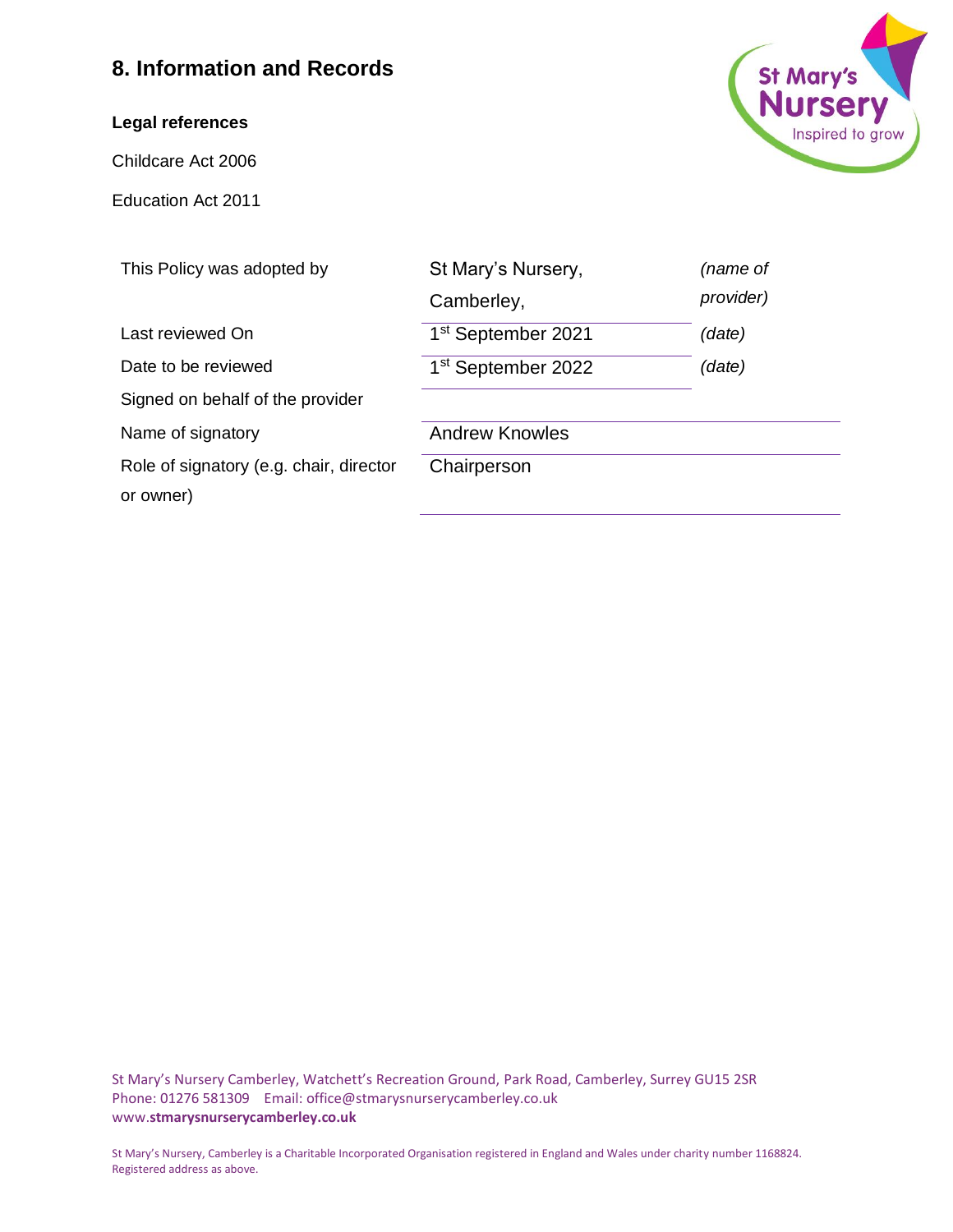## 8. Information and Records

**Legal references**

Childcare Act 2006

Education Act 2011

| | | |
|---|---|---|
| This Policy was adopted by | St Mary's Nursery, Camberley, | *(name of provider)* |
| Last reviewed On | 1st September 2021 | *(date)* |
| Date to be reviewed | 1st September 2022 | *(date)* |
| Signed on behalf of the provider | | |
| Name of signatory | Andrew Knowles | |
| Role of signatory (e.g. chair, director or owner) | Chairperson | |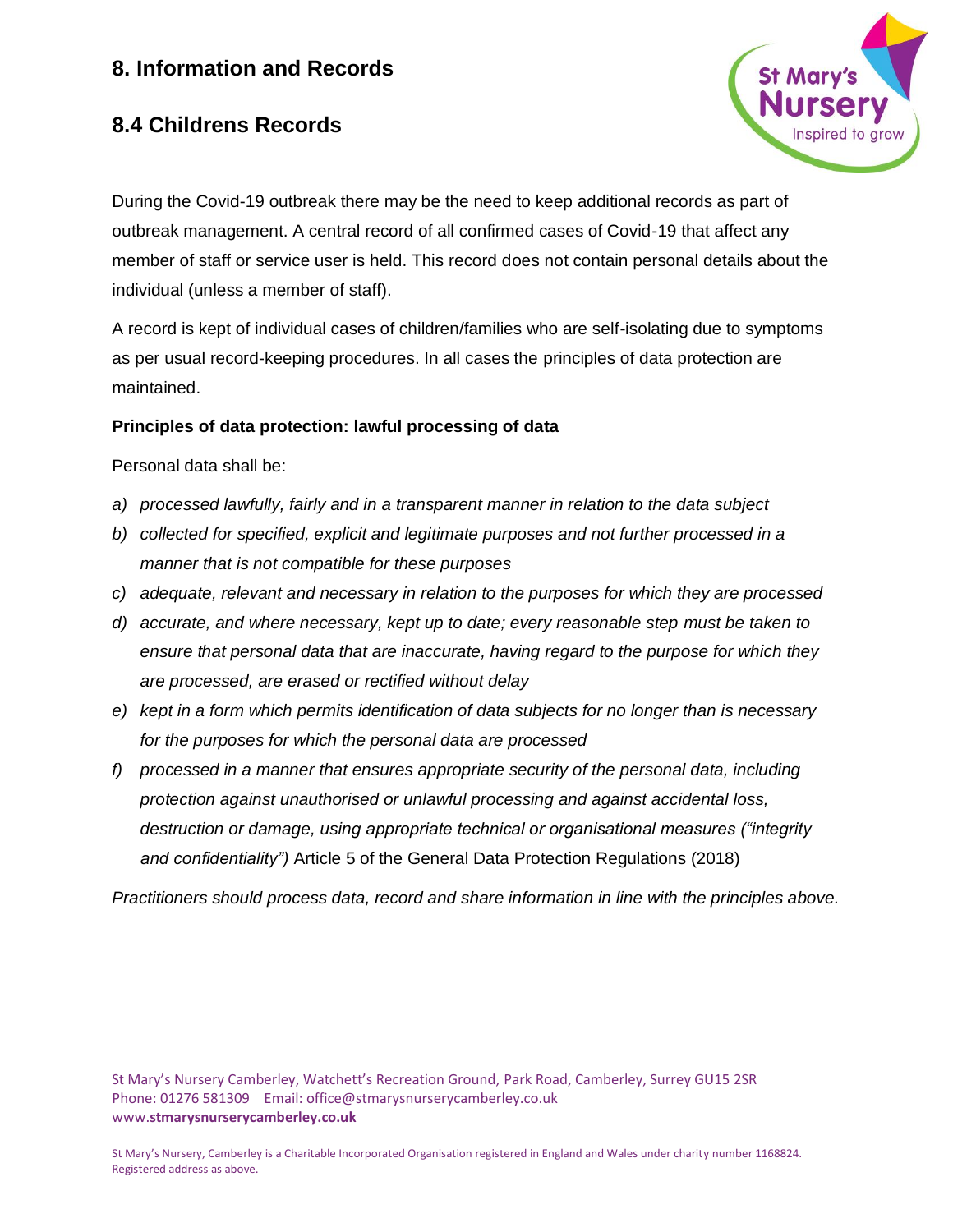## 8. Information and Records

### 8.4 Childrens Records

During the Covid-19 outbreak there may be the need to keep additional records as part of outbreak management. A central record of all confirmed cases of Covid-19 that affect any member of staff or service user is held. This record does not contain personal details about the individual (unless a member of staff).

A record is kept of individual cases of children/families who are self-isolating due to symptoms as per usual record-keeping procedures. In all cases the principles of data protection are maintained.

**Principles of data protection: lawful processing of data**

Personal data shall be:

- *a) processed lawfully, fairly and in a transparent manner in relation to the data subject*
- *b) collected for specified, explicit and legitimate purposes and not further processed in a manner that is not compatible for these purposes*
- *c) adequate, relevant and necessary in relation to the purposes for which they are processed*
- *d) accurate, and where necessary, kept up to date; every reasonable step must be taken to ensure that personal data that are inaccurate, having regard to the purpose for which they are processed, are erased or rectified without delay*
- *e) kept in a form which permits identification of data subjects for no longer than is necessary for the purposes for which the personal data are processed*
- *f) processed in a manner that ensures appropriate security of the personal data, including protection against unauthorised or unlawful processing and against accidental loss, destruction or damage, using appropriate technical or organisational measures ("integrity and confidentiality")* Article 5 of the General Data Protection Regulations (2018)

*Practitioners should process data, record and share information in line with the principles above.*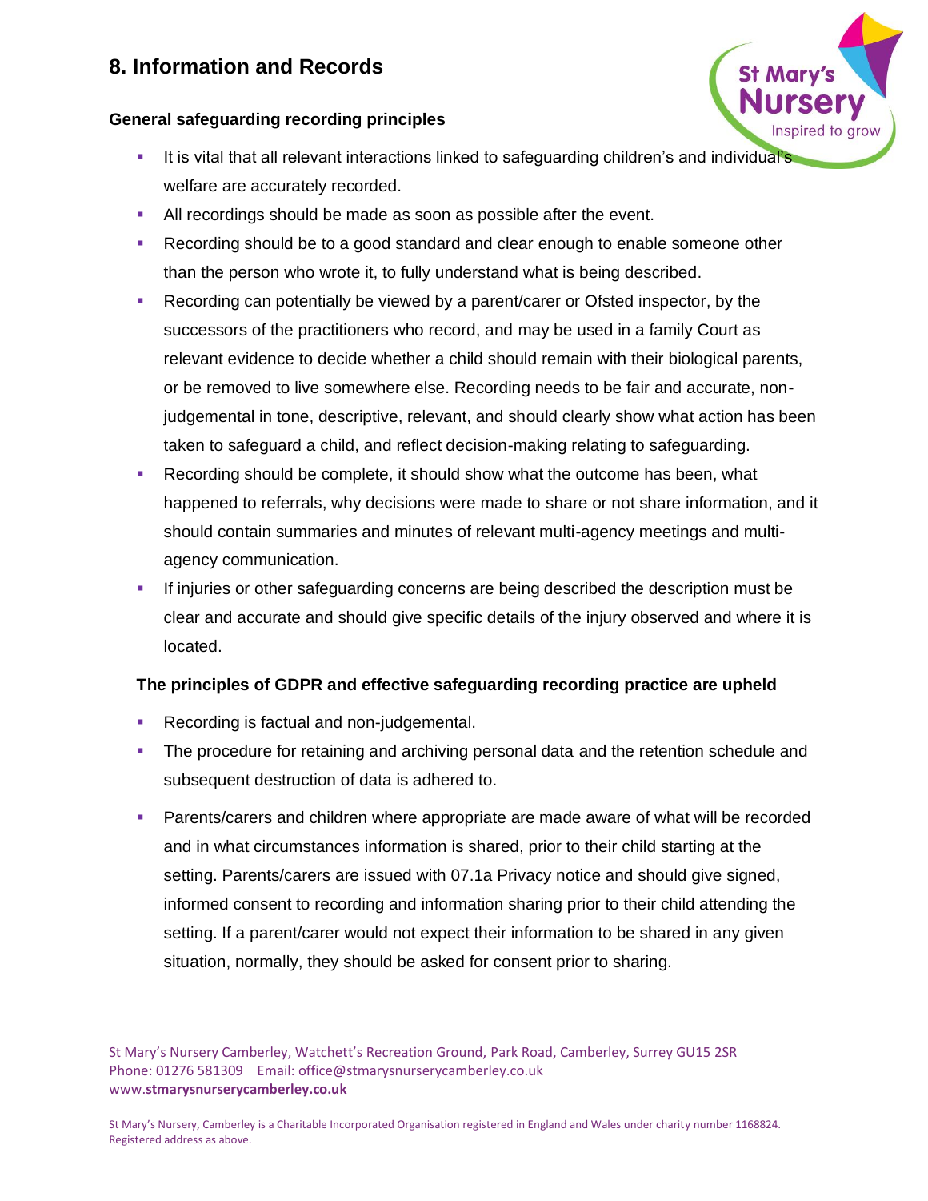## 8. Information and Records

### General safeguarding recording principles

- It is vital that all relevant interactions linked to safeguarding children's and individual's welfare are accurately recorded.
- All recordings should be made as soon as possible after the event.
- Recording should be to a good standard and clear enough to enable someone other than the person who wrote it, to fully understand what is being described.
- Recording can potentially be viewed by a parent/carer or Ofsted inspector, by the successors of the practitioners who record, and may be used in a family Court as relevant evidence to decide whether a child should remain with their biological parents, or be removed to live somewhere else. Recording needs to be fair and accurate, non-judgemental in tone, descriptive, relevant, and should clearly show what action has been taken to safeguard a child, and reflect decision-making relating to safeguarding.
- Recording should be complete, it should show what the outcome has been, what happened to referrals, why decisions were made to share or not share information, and it should contain summaries and minutes of relevant multi-agency meetings and multi-agency communication.
- If injuries or other safeguarding concerns are being described the description must be clear and accurate and should give specific details of the injury observed and where it is located.

### The principles of GDPR and effective safeguarding recording practice are upheld

- Recording is factual and non-judgemental.
- The procedure for retaining and archiving personal data and the retention schedule and subsequent destruction of data is adhered to.
- Parents/carers and children where appropriate are made aware of what will be recorded and in what circumstances information is shared, prior to their child starting at the setting. Parents/carers are issued with 07.1a Privacy notice and should give signed, informed consent to recording and information sharing prior to their child attending the setting. If a parent/carer would not expect their information to be shared in any given situation, normally, they should be asked for consent prior to sharing.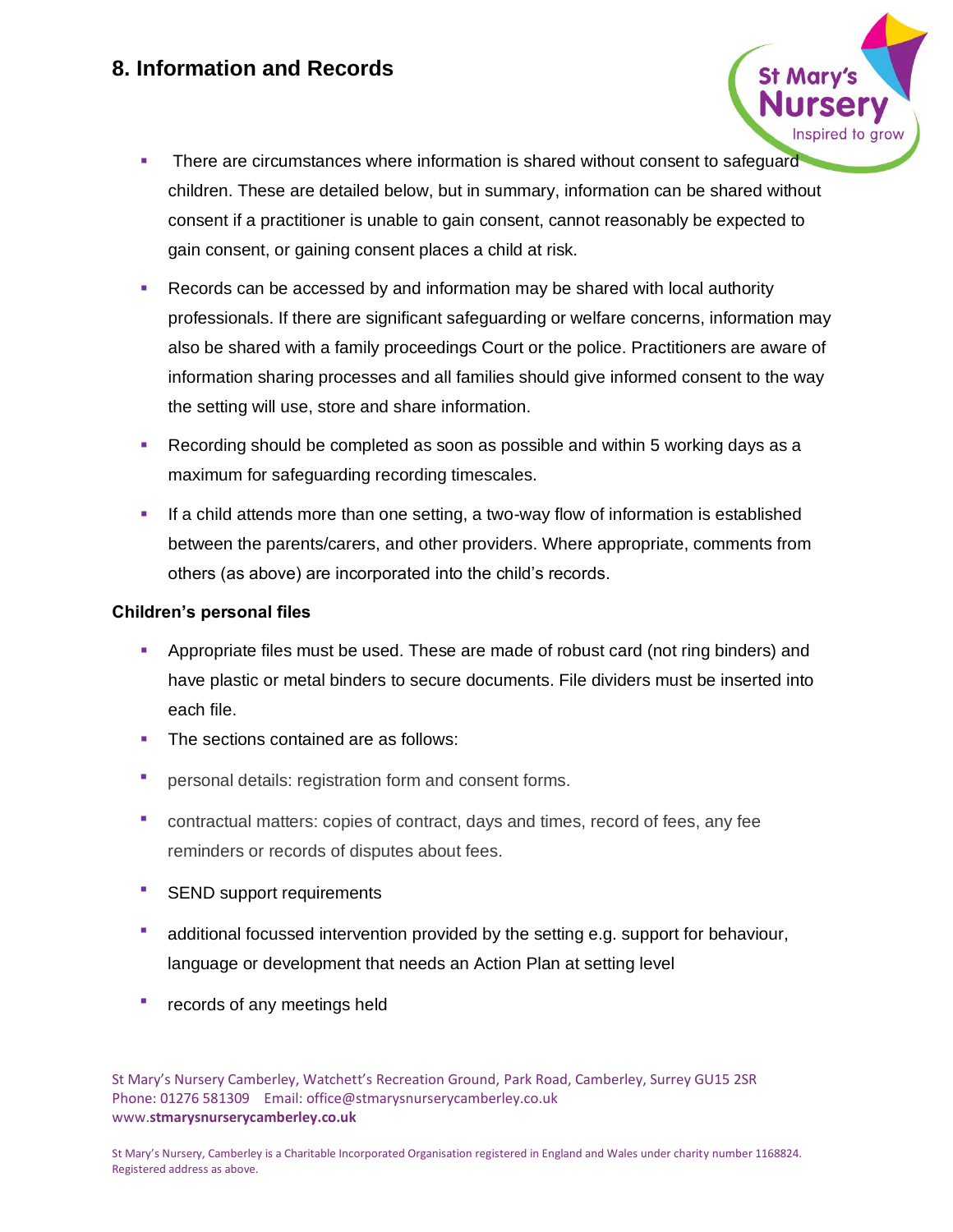## 8. Information and Records

- There are circumstances where information is shared without consent to safeguard children. These are detailed below, but in summary, information can be shared without consent if a practitioner is unable to gain consent, cannot reasonably be expected to gain consent, or gaining consent places a child at risk.
- Records can be accessed by and information may be shared with local authority professionals. If there are significant safeguarding or welfare concerns, information may also be shared with a family proceedings Court or the police. Practitioners are aware of information sharing processes and all families should give informed consent to the way the setting will use, store and share information.
- Recording should be completed as soon as possible and within 5 working days as a maximum for safeguarding recording timescales.
- If a child attends more than one setting, a two-way flow of information is established between the parents/carers, and other providers. Where appropriate, comments from others (as above) are incorporated into the child's records.

**Children's personal files**

- Appropriate files must be used. These are made of robust card (not ring binders) and have plastic or metal binders to secure documents. File dividers must be inserted into each file.
- The sections contained are as follows:
- personal details: registration form and consent forms.
- contractual matters: copies of contract, days and times, record of fees, any fee reminders or records of disputes about fees.
- SEND support requirements
- additional focussed intervention provided by the setting e.g. support for behaviour, language or development that needs an Action Plan at setting level
- records of any meetings held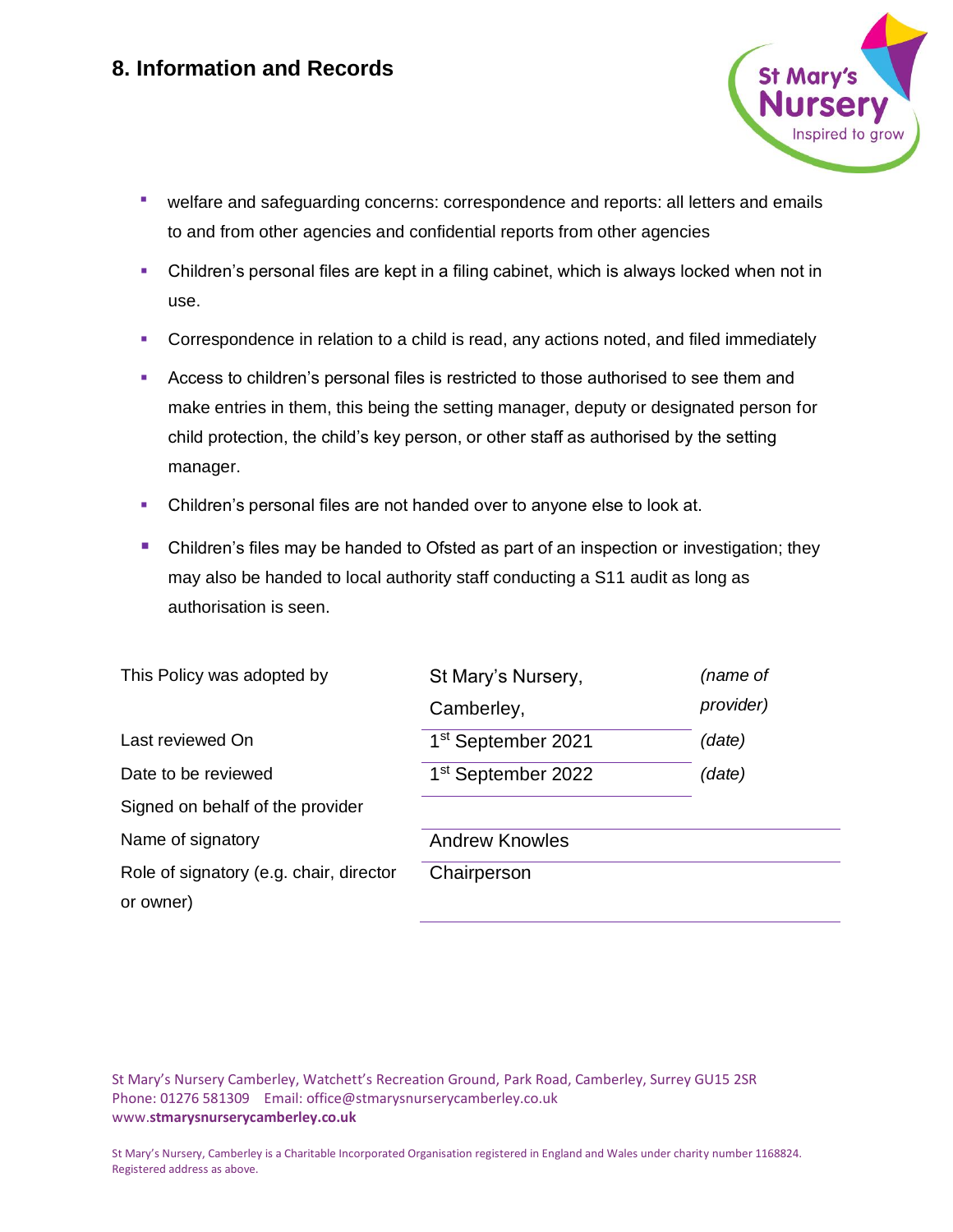# 8. Information and Records

- welfare and safeguarding concerns: correspondence and reports: all letters and emails to and from other agencies and confidential reports from other agencies
- Children's personal files are kept in a filing cabinet, which is always locked when not in use.
- Correspondence in relation to a child is read, any actions noted, and filed immediately
- Access to children's personal files is restricted to those authorised to see them and make entries in them, this being the setting manager, deputy or designated person for child protection, the child's key person, or other staff as authorised by the setting manager.
- Children's personal files are not handed over to anyone else to look at.
- Children's files may be handed to Ofsted as part of an inspection or investigation; they may also be handed to local authority staff conducting a S11 audit as long as authorisation is seen.

| | | |
|---|---|---|
| This Policy was adopted by | St Mary's Nursery, Camberley, | *(name of provider)* |
| Last reviewed On | 1st September 2021 | *(date)* |
| Date to be reviewed | 1st September 2022 | *(date)* |
| Signed on behalf of the provider | | |
| Name of signatory | Andrew Knowles | |
| Role of signatory (e.g. chair, director or owner) | Chairperson | |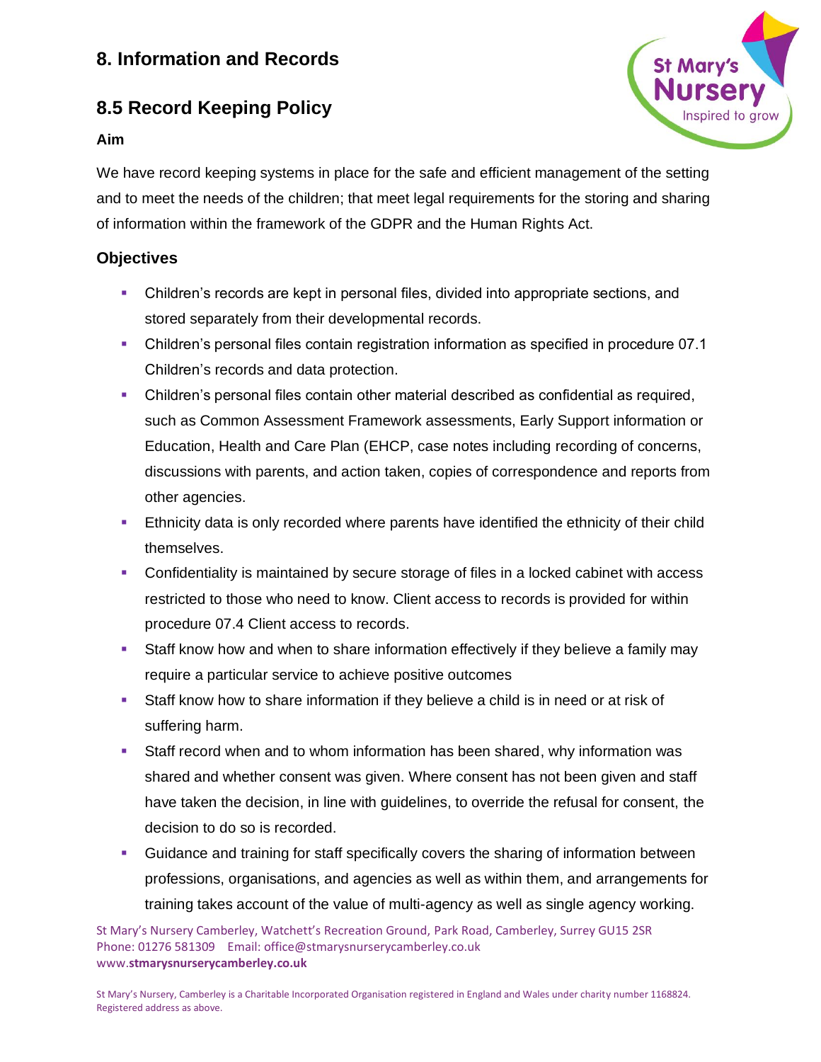## 8. Information and Records

## 8.5 Record Keeping Policy

**Aim**

We have record keeping systems in place for the safe and efficient management of the setting and to meet the needs of the children; that meet legal requirements for the storing and sharing of information within the framework of the GDPR and the Human Rights Act.

### Objectives

- Children's records are kept in personal files, divided into appropriate sections, and stored separately from their developmental records.
- Children's personal files contain registration information as specified in procedure 07.1 Children's records and data protection.
- Children's personal files contain other material described as confidential as required, such as Common Assessment Framework assessments, Early Support information or Education, Health and Care Plan (EHCP, case notes including recording of concerns, discussions with parents, and action taken, copies of correspondence and reports from other agencies.
- Ethnicity data is only recorded where parents have identified the ethnicity of their child themselves.
- Confidentiality is maintained by secure storage of files in a locked cabinet with access restricted to those who need to know. Client access to records is provided for within procedure 07.4 Client access to records.
- Staff know how and when to share information effectively if they believe a family may require a particular service to achieve positive outcomes
- Staff know how to share information if they believe a child is in need or at risk of suffering harm.
- Staff record when and to whom information has been shared, why information was shared and whether consent was given. Where consent has not been given and staff have taken the decision, in line with guidelines, to override the refusal for consent, the decision to do so is recorded.
- Guidance and training for staff specifically covers the sharing of information between professions, organisations, and agencies as well as within them, and arrangements for training takes account of the value of multi-agency as well as single agency working.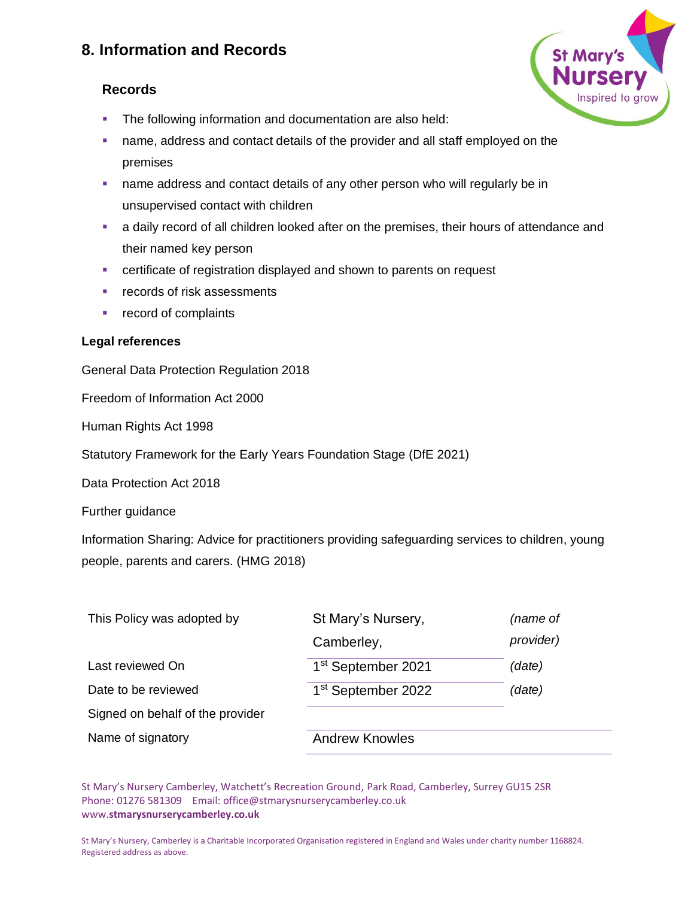## 8. Information and Records

### Records

- The following information and documentation are also held:
- name, address and contact details of the provider and all staff employed on the premises
- name address and contact details of any other person who will regularly be in unsupervised contact with children
- a daily record of all children looked after on the premises, their hours of attendance and their named key person
- certificate of registration displayed and shown to parents on request
- records of risk assessments
- record of complaints

**Legal references**

General Data Protection Regulation 2018

Freedom of Information Act 2000

Human Rights Act 1998

Statutory Framework for the Early Years Foundation Stage (DfE 2021)

Data Protection Act 2018

Further guidance

Information Sharing: Advice for practitioners providing safeguarding services to children, young people, parents and carers. (HMG 2018)

| | | |
|---|---|---|
| This Policy was adopted by | St Mary's Nursery, Camberley, | *(name of provider)* |
| Last reviewed On | 1st September 2021 | *(date)* |
| Date to be reviewed | 1st September 2022 | *(date)* |
| Signed on behalf of the provider | | |
| Name of signatory | Andrew Knowles | |

St Mary's Nursery Camberley, Watchett's Recreation Ground, Park Road, Camberley, Surrey GU15 2SR
Phone: 01276 581309 Email: office@stmarysnurserycamberley.co.uk
www.**stmarysnurserycamberley.co.uk**

St Mary's Nursery, Camberley is a Charitable Incorporated Organisation registered in England and Wales under charity number 1168824. Registered address as above.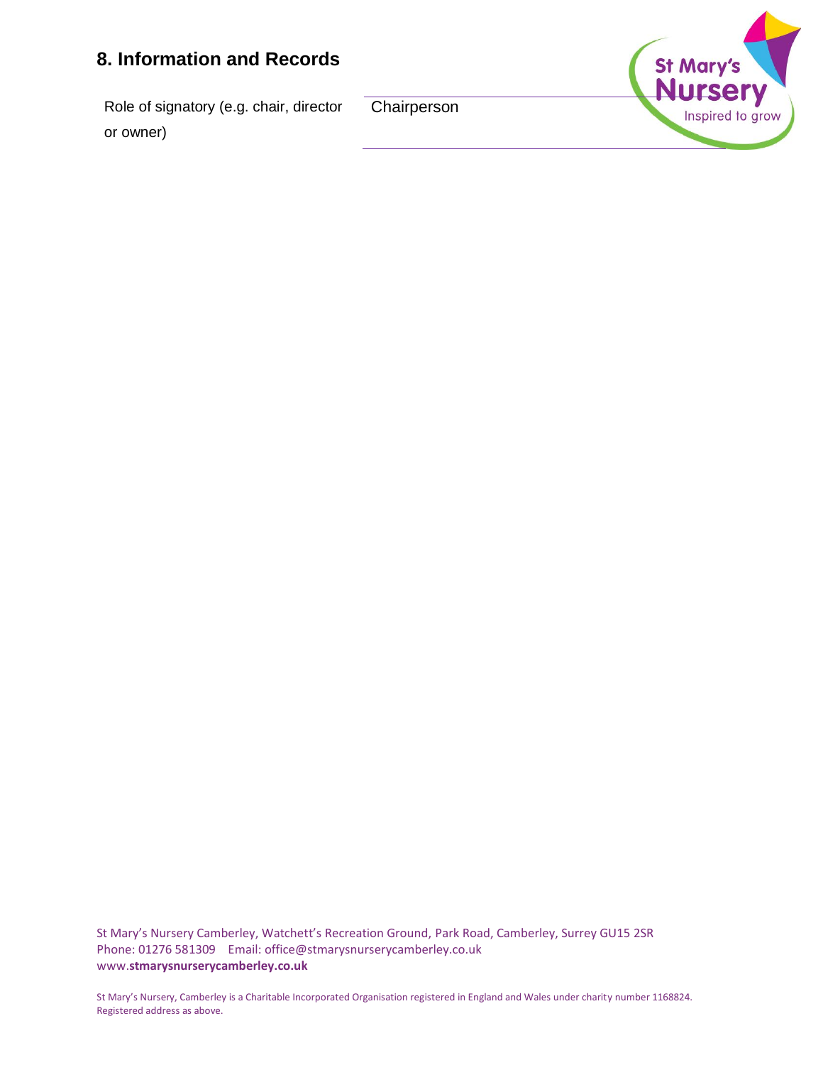## 8. Information and Records

| Role of signatory (e.g. chair, director or owner) | Chairperson |
| --- | --- |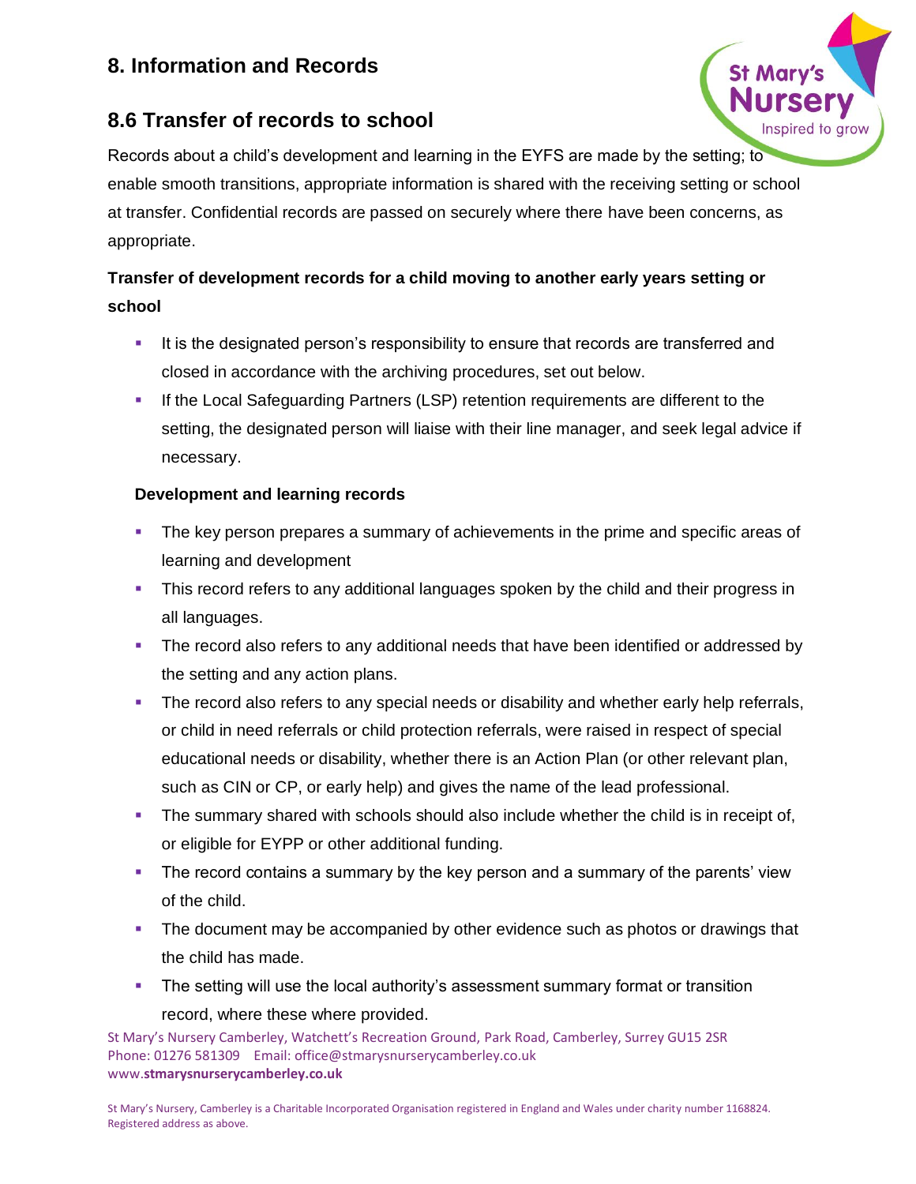## 8. Information and Records

## 8.6 Transfer of records to school

Records about a child's development and learning in the EYFS are made by the setting; to enable smooth transitions, appropriate information is shared with the receiving setting or school at transfer. Confidential records are passed on securely where there have been concerns, as appropriate.

**Transfer of development records for a child moving to another early years setting or school**

- It is the designated person's responsibility to ensure that records are transferred and closed in accordance with the archiving procedures, set out below.
- If the Local Safeguarding Partners (LSP) retention requirements are different to the setting, the designated person will liaise with their line manager, and seek legal advice if necessary.

**Development and learning records**

- The key person prepares a summary of achievements in the prime and specific areas of learning and development
- This record refers to any additional languages spoken by the child and their progress in all languages.
- The record also refers to any additional needs that have been identified or addressed by the setting and any action plans.
- The record also refers to any special needs or disability and whether early help referrals, or child in need referrals or child protection referrals, were raised in respect of special educational needs or disability, whether there is an Action Plan (or other relevant plan, such as CIN or CP, or early help) and gives the name of the lead professional.
- The summary shared with schools should also include whether the child is in receipt of, or eligible for EYPP or other additional funding.
- The record contains a summary by the key person and a summary of the parents' view of the child.
- The document may be accompanied by other evidence such as photos or drawings that the child has made.
- The setting will use the local authority's assessment summary format or transition record, where these where provided.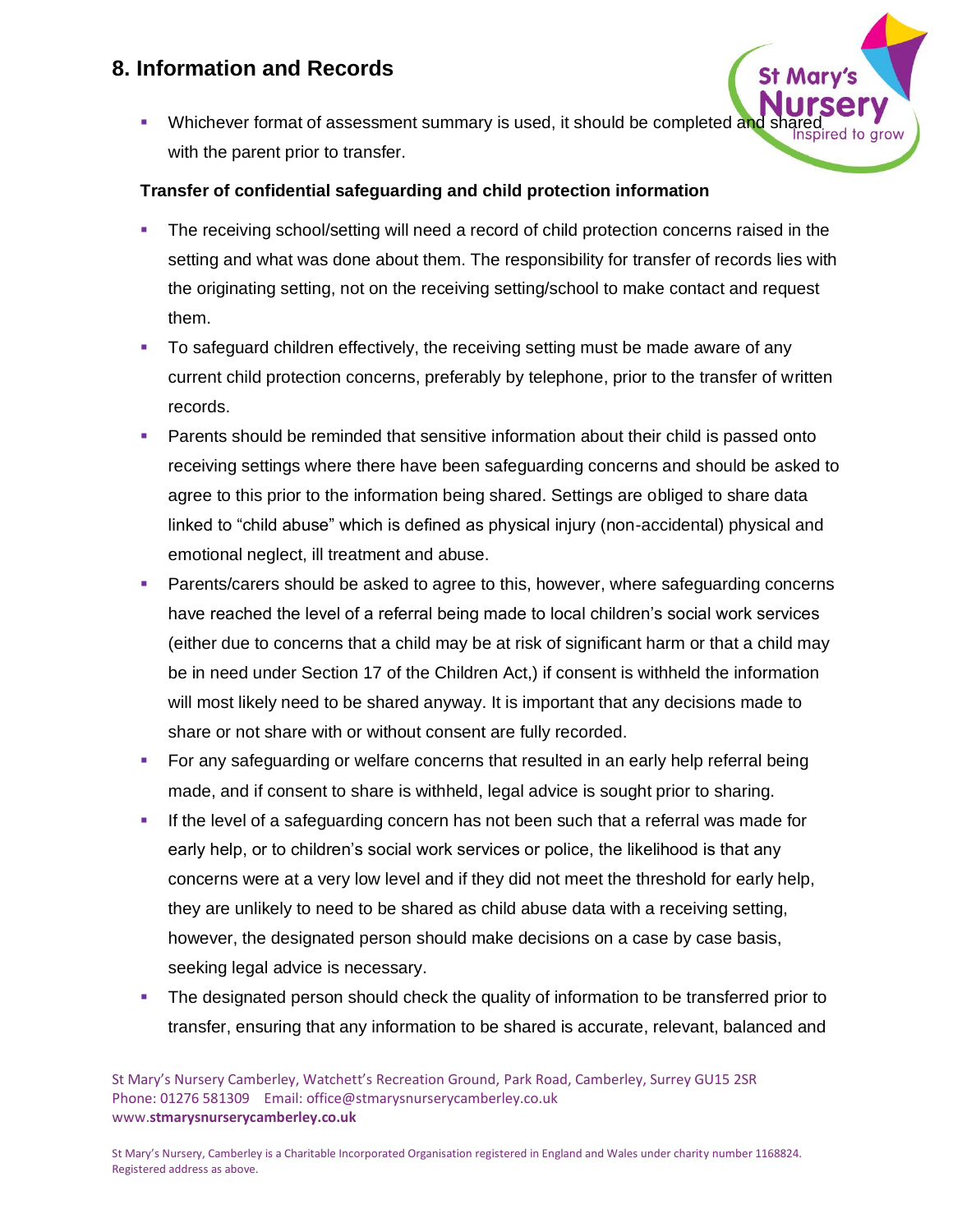## 8. Information and Records

- Whichever format of assessment summary is used, it should be completed and shared with the parent prior to transfer.

**Transfer of confidential safeguarding and child protection information**

- The receiving school/setting will need a record of child protection concerns raised in the setting and what was done about them. The responsibility for transfer of records lies with the originating setting, not on the receiving setting/school to make contact and request them.
- To safeguard children effectively, the receiving setting must be made aware of any current child protection concerns, preferably by telephone, prior to the transfer of written records.
- Parents should be reminded that sensitive information about their child is passed onto receiving settings where there have been safeguarding concerns and should be asked to agree to this prior to the information being shared. Settings are obliged to share data linked to "child abuse" which is defined as physical injury (non-accidental) physical and emotional neglect, ill treatment and abuse.
- Parents/carers should be asked to agree to this, however, where safeguarding concerns have reached the level of a referral being made to local children's social work services (either due to concerns that a child may be at risk of significant harm or that a child may be in need under Section 17 of the Children Act,) if consent is withheld the information will most likely need to be shared anyway. It is important that any decisions made to share or not share with or without consent are fully recorded.
- For any safeguarding or welfare concerns that resulted in an early help referral being made, and if consent to share is withheld, legal advice is sought prior to sharing.
- If the level of a safeguarding concern has not been such that a referral was made for early help, or to children's social work services or police, the likelihood is that any concerns were at a very low level and if they did not meet the threshold for early help, they are unlikely to need to be shared as child abuse data with a receiving setting, however, the designated person should make decisions on a case by case basis, seeking legal advice is necessary.
- The designated person should check the quality of information to be transferred prior to transfer, ensuring that any information to be shared is accurate, relevant, balanced and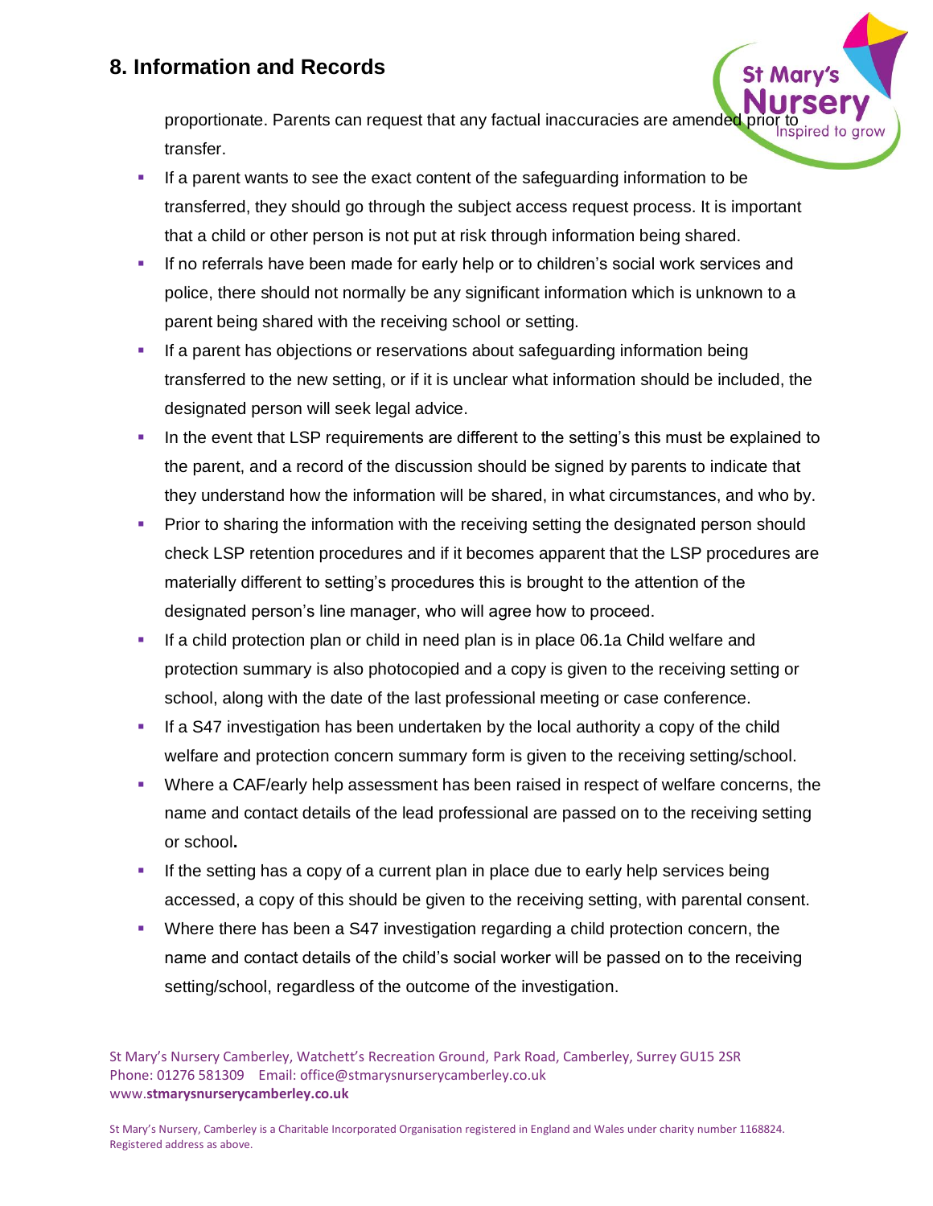## 8. Information and Records

proportionate. Parents can request that any factual inaccuracies are amended prior to transfer.

- If a parent wants to see the exact content of the safeguarding information to be transferred, they should go through the subject access request process. It is important that a child or other person is not put at risk through information being shared.
- If no referrals have been made for early help or to children's social work services and police, there should not normally be any significant information which is unknown to a parent being shared with the receiving school or setting.
- If a parent has objections or reservations about safeguarding information being transferred to the new setting, or if it is unclear what information should be included, the designated person will seek legal advice.
- In the event that LSP requirements are different to the setting's this must be explained to the parent, and a record of the discussion should be signed by parents to indicate that they understand how the information will be shared, in what circumstances, and who by.
- Prior to sharing the information with the receiving setting the designated person should check LSP retention procedures and if it becomes apparent that the LSP procedures are materially different to setting's procedures this is brought to the attention of the designated person's line manager, who will agree how to proceed.
- If a child protection plan or child in need plan is in place 06.1a Child welfare and protection summary is also photocopied and a copy is given to the receiving setting or school, along with the date of the last professional meeting or case conference.
- If a S47 investigation has been undertaken by the local authority a copy of the child welfare and protection concern summary form is given to the receiving setting/school.
- Where a CAF/early help assessment has been raised in respect of welfare concerns, the name and contact details of the lead professional are passed on to the receiving setting or school**.**
- If the setting has a copy of a current plan in place due to early help services being accessed, a copy of this should be given to the receiving setting, with parental consent.
- Where there has been a S47 investigation regarding a child protection concern, the name and contact details of the child's social worker will be passed on to the receiving setting/school, regardless of the outcome of the investigation.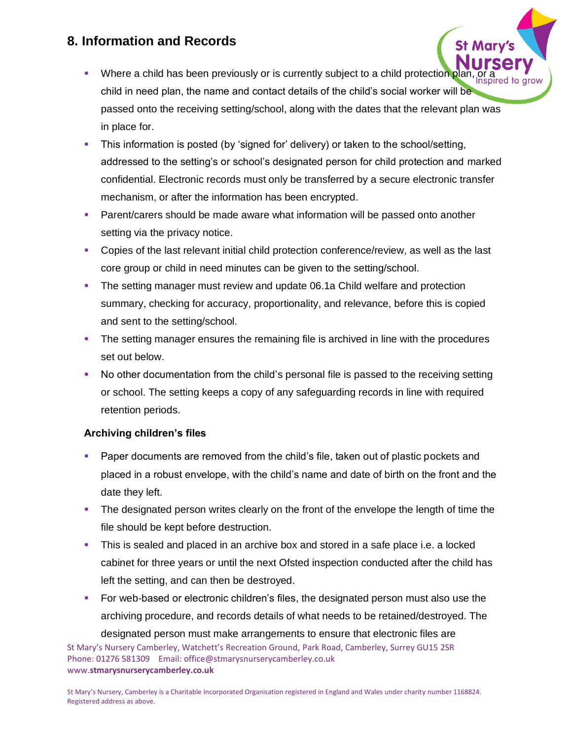## 8. Information and Records

- Where a child has been previously or is currently subject to a child protection plan, or a child in need plan, the name and contact details of the child's social worker will be passed onto the receiving setting/school, along with the dates that the relevant plan was in place for.
- This information is posted (by 'signed for' delivery) or taken to the school/setting, addressed to the setting's or school's designated person for child protection and marked confidential. Electronic records must only be transferred by a secure electronic transfer mechanism, or after the information has been encrypted.
- Parent/carers should be made aware what information will be passed onto another setting via the privacy notice.
- Copies of the last relevant initial child protection conference/review, as well as the last core group or child in need minutes can be given to the setting/school.
- The setting manager must review and update 06.1a Child welfare and protection summary, checking for accuracy, proportionality, and relevance, before this is copied and sent to the setting/school.
- The setting manager ensures the remaining file is archived in line with the procedures set out below.
- No other documentation from the child's personal file is passed to the receiving setting or school. The setting keeps a copy of any safeguarding records in line with required retention periods.

### Archiving children's files

- Paper documents are removed from the child's file, taken out of plastic pockets and placed in a robust envelope, with the child's name and date of birth on the front and the date they left.
- The designated person writes clearly on the front of the envelope the length of time the file should be kept before destruction.
- This is sealed and placed in an archive box and stored in a safe place i.e. a locked cabinet for three years or until the next Ofsted inspection conducted after the child has left the setting, and can then be destroyed.
- For web-based or electronic children's files, the designated person must also use the archiving procedure, and records details of what needs to be retained/destroyed. The designated person must make arrangements to ensure that electronic files are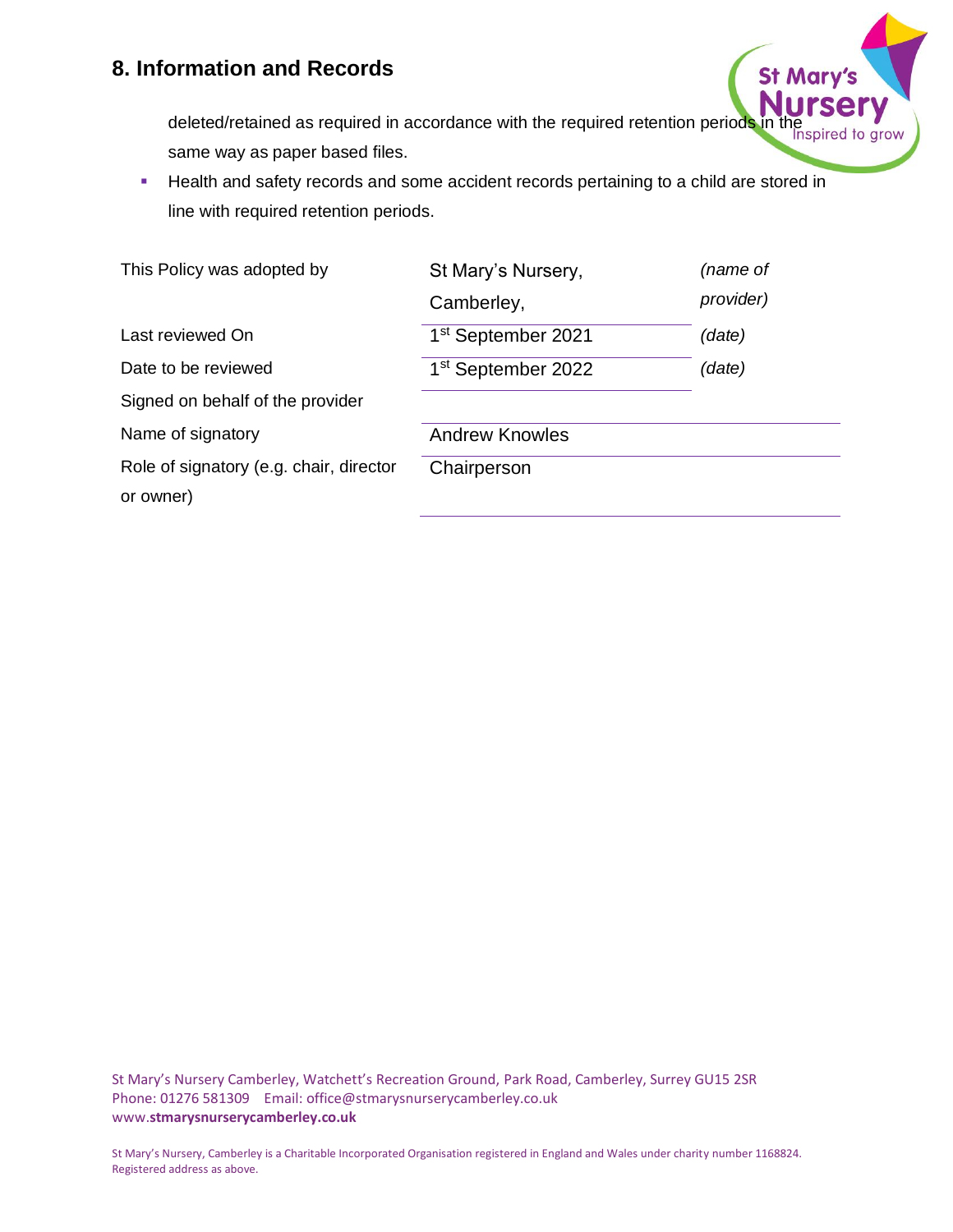## 8. Information and Records

deleted/retained as required in accordance with the required retention periods in the same way as paper based files.

- Health and safety records and some accident records pertaining to a child are stored in line with required retention periods.

| | | |
|---|---|---|
| This Policy was adopted by | St Mary's Nursery, Camberley, | *(name of provider)* |
| Last reviewed On | 1st September 2021 | *(date)* |
| Date to be reviewed | 1st September 2022 | *(date)* |
| Signed on behalf of the provider | | |
| Name of signatory | Andrew Knowles | |
| Role of signatory (e.g. chair, director or owner) | Chairperson | |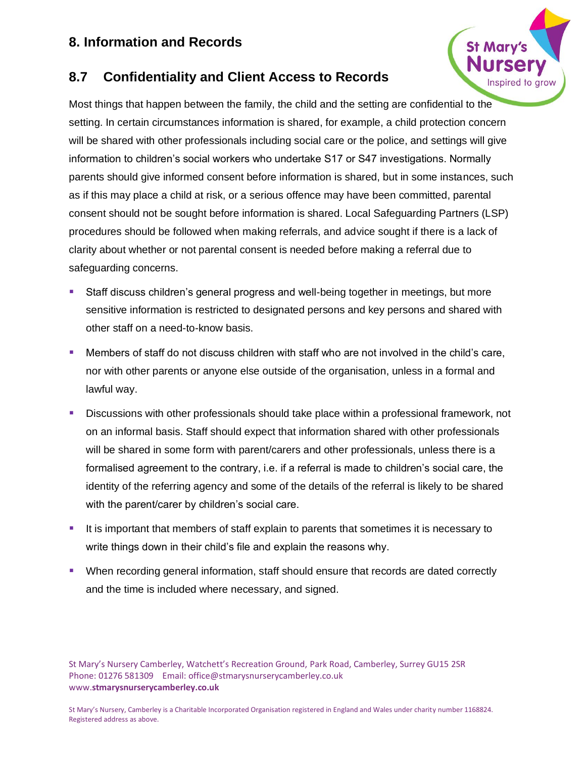## 8. Information and Records

### 8.7 Confidentiality and Client Access to Records

Most things that happen between the family, the child and the setting are confidential to the setting. In certain circumstances information is shared, for example, a child protection concern will be shared with other professionals including social care or the police, and settings will give information to children's social workers who undertake S17 or S47 investigations. Normally parents should give informed consent before information is shared, but in some instances, such as if this may place a child at risk, or a serious offence may have been committed, parental consent should not be sought before information is shared. Local Safeguarding Partners (LSP) procedures should be followed when making referrals, and advice sought if there is a lack of clarity about whether or not parental consent is needed before making a referral due to safeguarding concerns.

- Staff discuss children's general progress and well-being together in meetings, but more sensitive information is restricted to designated persons and key persons and shared with other staff on a need-to-know basis.
- Members of staff do not discuss children with staff who are not involved in the child's care, nor with other parents or anyone else outside of the organisation, unless in a formal and lawful way.
- Discussions with other professionals should take place within a professional framework, not on an informal basis. Staff should expect that information shared with other professionals will be shared in some form with parent/carers and other professionals, unless there is a formalised agreement to the contrary, i.e. if a referral is made to children's social care, the identity of the referring agency and some of the details of the referral is likely to be shared with the parent/carer by children's social care.
- It is important that members of staff explain to parents that sometimes it is necessary to write things down in their child's file and explain the reasons why.
- When recording general information, staff should ensure that records are dated correctly and the time is included where necessary, and signed.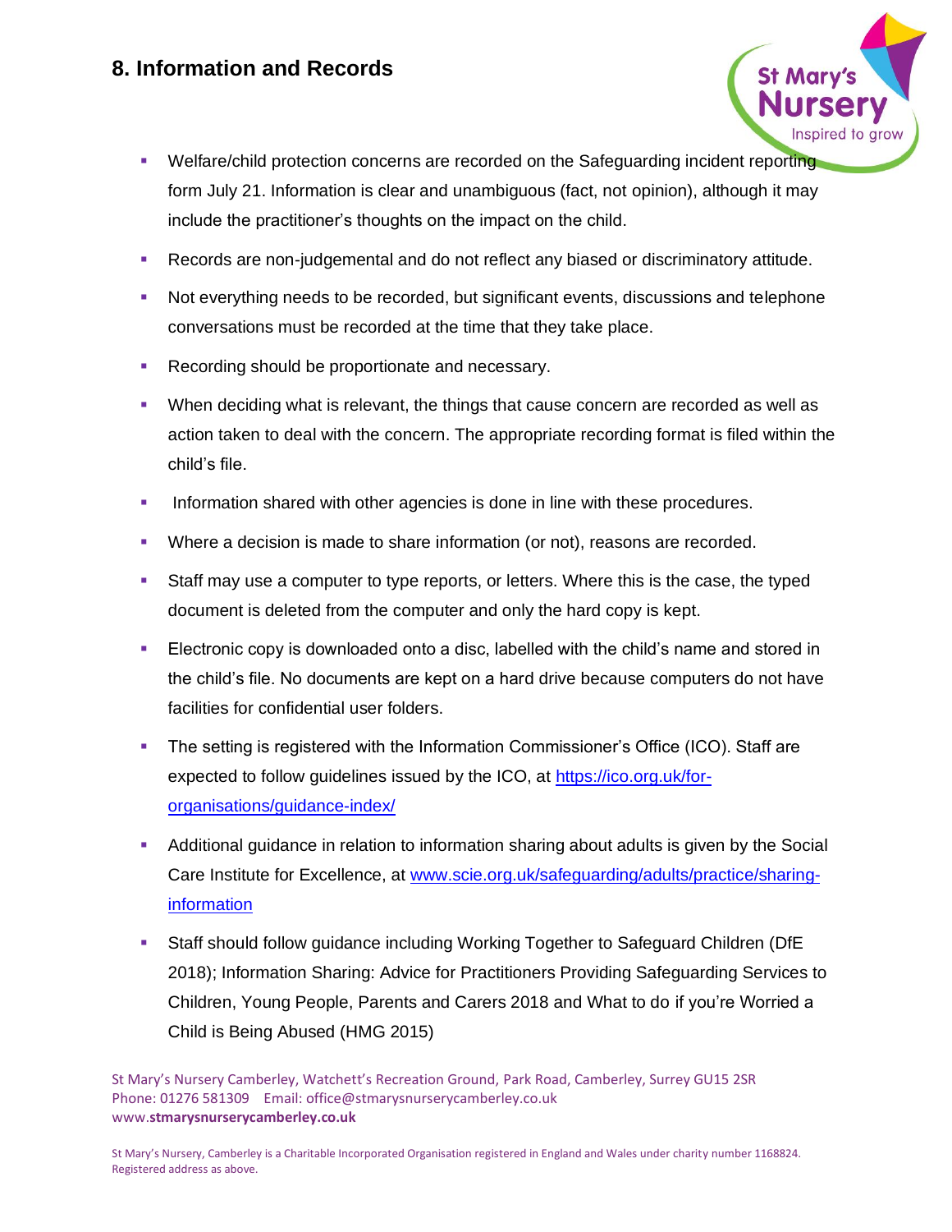## 8. Information and Records

- Welfare/child protection concerns are recorded on the Safeguarding incident reporting form July 21. Information is clear and unambiguous (fact, not opinion), although it may include the practitioner's thoughts on the impact on the child.
- Records are non-judgemental and do not reflect any biased or discriminatory attitude.
- Not everything needs to be recorded, but significant events, discussions and telephone conversations must be recorded at the time that they take place.
- Recording should be proportionate and necessary.
- When deciding what is relevant, the things that cause concern are recorded as well as action taken to deal with the concern. The appropriate recording format is filed within the child's file.
- Information shared with other agencies is done in line with these procedures.
- Where a decision is made to share information (or not), reasons are recorded.
- Staff may use a computer to type reports, or letters. Where this is the case, the typed document is deleted from the computer and only the hard copy is kept.
- Electronic copy is downloaded onto a disc, labelled with the child's name and stored in the child's file. No documents are kept on a hard drive because computers do not have facilities for confidential user folders.
- The setting is registered with the Information Commissioner's Office (ICO). Staff are expected to follow guidelines issued by the ICO, at https://ico.org.uk/for-organisations/guidance-index/
- Additional guidance in relation to information sharing about adults is given by the Social Care Institute for Excellence, at www.scie.org.uk/safeguarding/adults/practice/sharing-information
- Staff should follow guidance including Working Together to Safeguard Children (DfE 2018); Information Sharing: Advice for Practitioners Providing Safeguarding Services to Children, Young People, Parents and Carers 2018 and What to do if you're Worried a Child is Being Abused (HMG 2015)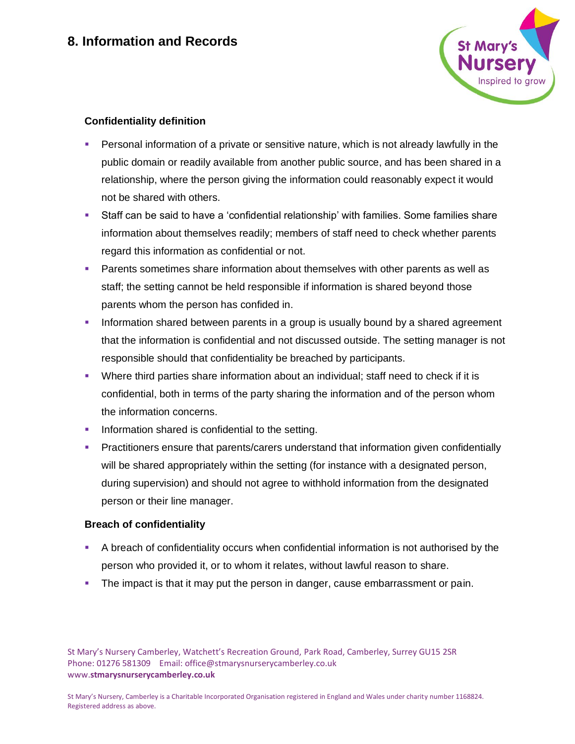## 8. Information and Records

### Confidentiality definition

- Personal information of a private or sensitive nature, which is not already lawfully in the public domain or readily available from another public source, and has been shared in a relationship, where the person giving the information could reasonably expect it would not be shared with others.
- Staff can be said to have a 'confidential relationship' with families. Some families share information about themselves readily; members of staff need to check whether parents regard this information as confidential or not.
- Parents sometimes share information about themselves with other parents as well as staff; the setting cannot be held responsible if information is shared beyond those parents whom the person has confided in.
- Information shared between parents in a group is usually bound by a shared agreement that the information is confidential and not discussed outside. The setting manager is not responsible should that confidentiality be breached by participants.
- Where third parties share information about an individual; staff need to check if it is confidential, both in terms of the party sharing the information and of the person whom the information concerns.
- Information shared is confidential to the setting.
- Practitioners ensure that parents/carers understand that information given confidentially will be shared appropriately within the setting (for instance with a designated person, during supervision) and should not agree to withhold information from the designated person or their line manager.

### Breach of confidentiality

- A breach of confidentiality occurs when confidential information is not authorised by the person who provided it, or to whom it relates, without lawful reason to share.
- The impact is that it may put the person in danger, cause embarrassment or pain.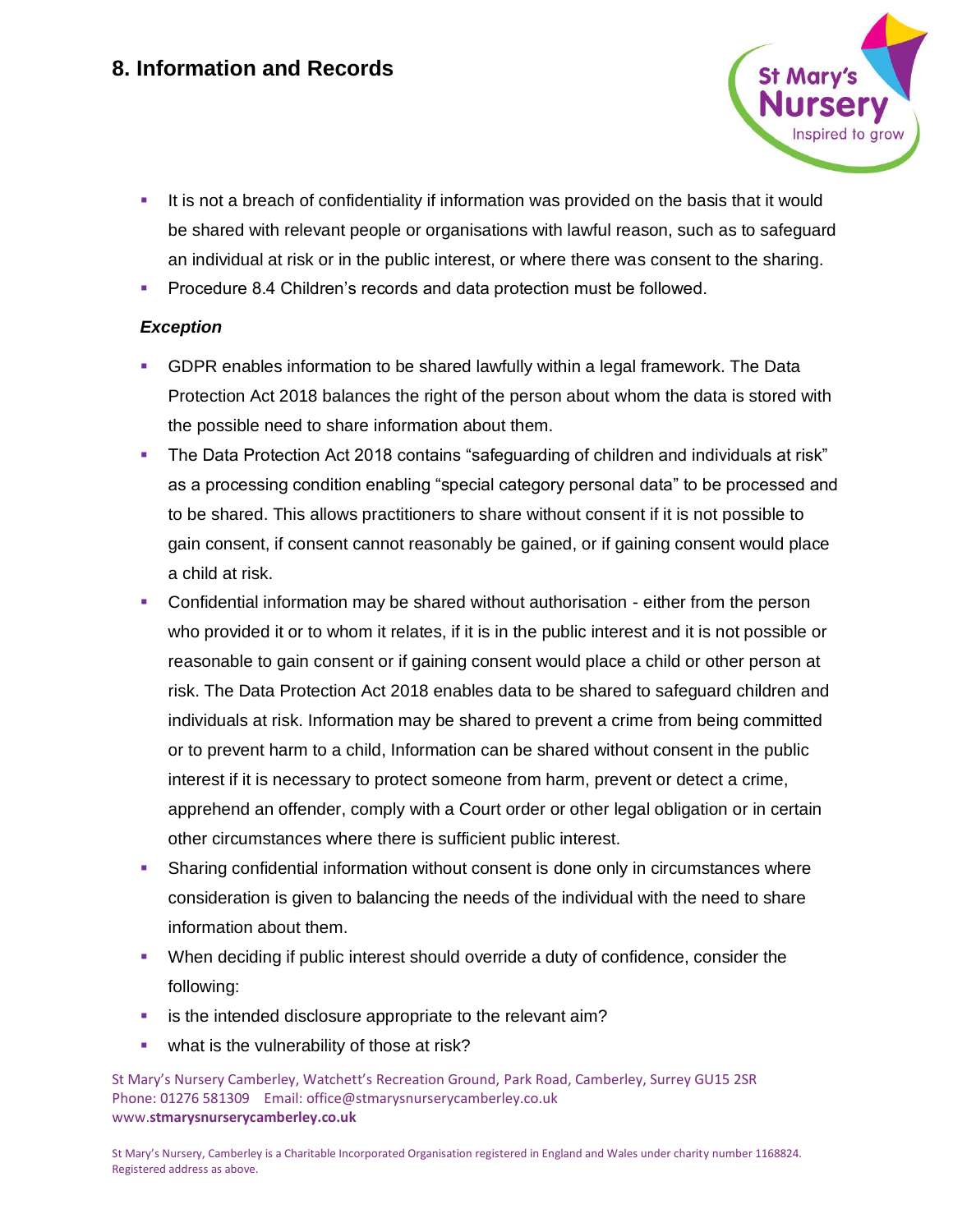## 8. Information and Records

- It is not a breach of confidentiality if information was provided on the basis that it would be shared with relevant people or organisations with lawful reason, such as to safeguard an individual at risk or in the public interest, or where there was consent to the sharing.
- Procedure 8.4 Children's records and data protection must be followed.

***Exception***

- GDPR enables information to be shared lawfully within a legal framework. The Data Protection Act 2018 balances the right of the person about whom the data is stored with the possible need to share information about them.
- The Data Protection Act 2018 contains "safeguarding of children and individuals at risk" as a processing condition enabling "special category personal data" to be processed and to be shared. This allows practitioners to share without consent if it is not possible to gain consent, if consent cannot reasonably be gained, or if gaining consent would place a child at risk.
- Confidential information may be shared without authorisation - either from the person who provided it or to whom it relates, if it is in the public interest and it is not possible or reasonable to gain consent or if gaining consent would place a child or other person at risk. The Data Protection Act 2018 enables data to be shared to safeguard children and individuals at risk. Information may be shared to prevent a crime from being committed or to prevent harm to a child, Information can be shared without consent in the public interest if it is necessary to protect someone from harm, prevent or detect a crime, apprehend an offender, comply with a Court order or other legal obligation or in certain other circumstances where there is sufficient public interest.
- Sharing confidential information without consent is done only in circumstances where consideration is given to balancing the needs of the individual with the need to share information about them.
- When deciding if public interest should override a duty of confidence, consider the following:
- is the intended disclosure appropriate to the relevant aim?
- what is the vulnerability of those at risk?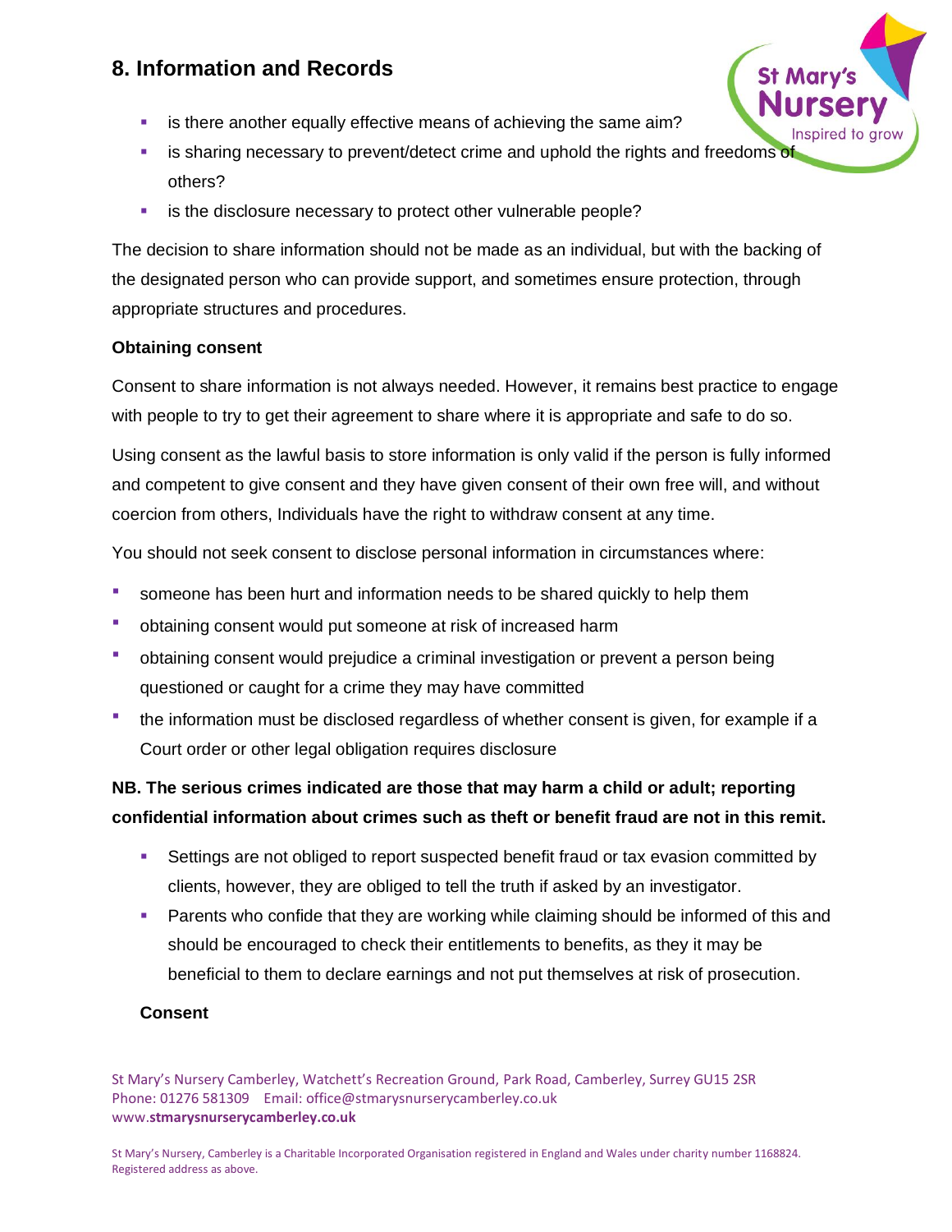## 8. Information and Records

- is there another equally effective means of achieving the same aim?
- is sharing necessary to prevent/detect crime and uphold the rights and freedoms of others?
- is the disclosure necessary to protect other vulnerable people?

The decision to share information should not be made as an individual, but with the backing of the designated person who can provide support, and sometimes ensure protection, through appropriate structures and procedures.

**Obtaining consent**

Consent to share information is not always needed. However, it remains best practice to engage with people to try to get their agreement to share where it is appropriate and safe to do so.

Using consent as the lawful basis to store information is only valid if the person is fully informed and competent to give consent and they have given consent of their own free will, and without coercion from others, Individuals have the right to withdraw consent at any time.

You should not seek consent to disclose personal information in circumstances where:

- someone has been hurt and information needs to be shared quickly to help them
- obtaining consent would put someone at risk of increased harm
- obtaining consent would prejudice a criminal investigation or prevent a person being questioned or caught for a crime they may have committed
- the information must be disclosed regardless of whether consent is given, for example if a Court order or other legal obligation requires disclosure

**NB. The serious crimes indicated are those that may harm a child or adult; reporting confidential information about crimes such as theft or benefit fraud are not in this remit.**

- Settings are not obliged to report suspected benefit fraud or tax evasion committed by clients, however, they are obliged to tell the truth if asked by an investigator.
- Parents who confide that they are working while claiming should be informed of this and should be encouraged to check their entitlements to benefits, as they it may be beneficial to them to declare earnings and not put themselves at risk of prosecution.

**Consent**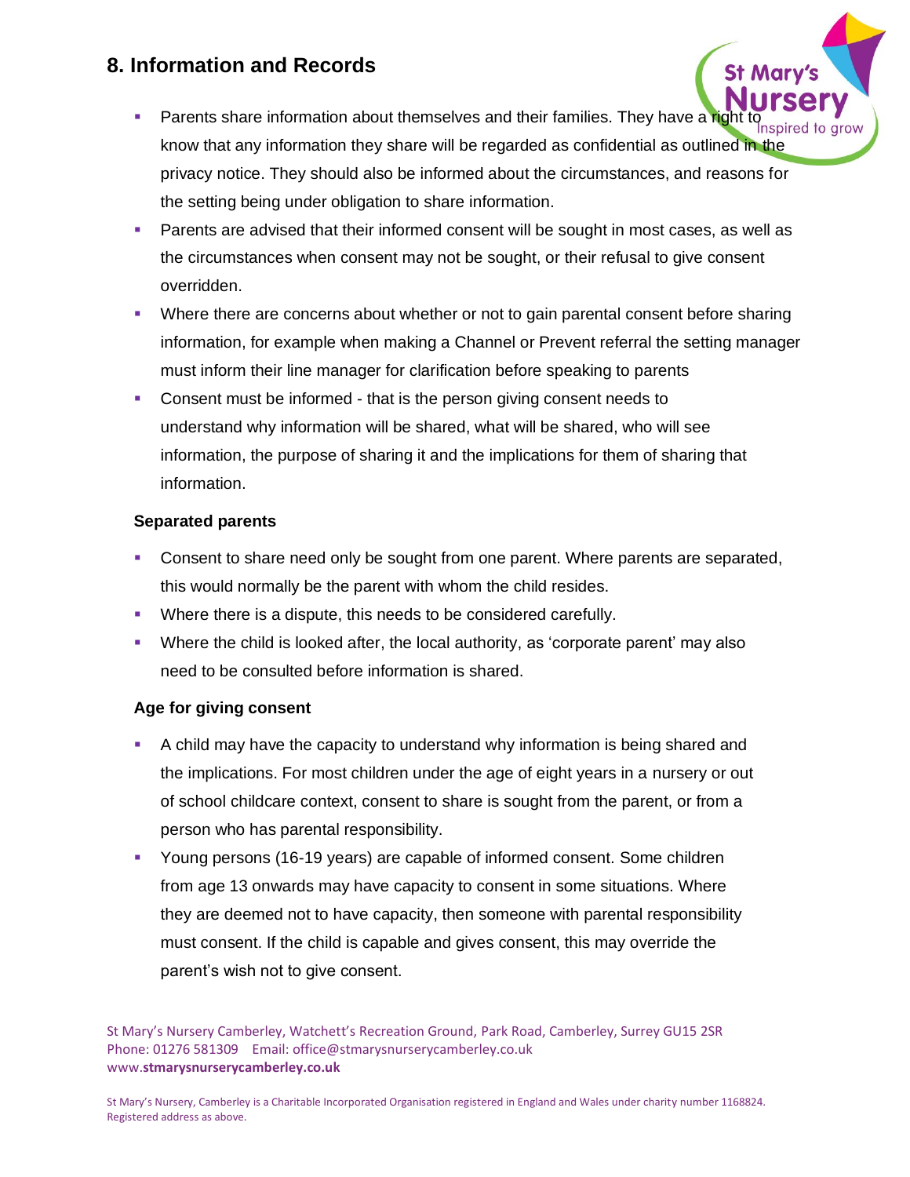## 8. Information and Records

- Parents share information about themselves and their families. They have a right to know that any information they share will be regarded as confidential as outlined in the privacy notice. They should also be informed about the circumstances, and reasons for the setting being under obligation to share information.
- Parents are advised that their informed consent will be sought in most cases, as well as the circumstances when consent may not be sought, or their refusal to give consent overridden.
- Where there are concerns about whether or not to gain parental consent before sharing information, for example when making a Channel or Prevent referral the setting manager must inform their line manager for clarification before speaking to parents
- Consent must be informed - that is the person giving consent needs to understand why information will be shared, what will be shared, who will see information, the purpose of sharing it and the implications for them of sharing that information.

### Separated parents

- Consent to share need only be sought from one parent. Where parents are separated, this would normally be the parent with whom the child resides.
- Where there is a dispute, this needs to be considered carefully.
- Where the child is looked after, the local authority, as 'corporate parent' may also need to be consulted before information is shared.

### Age for giving consent

- A child may have the capacity to understand why information is being shared and the implications. For most children under the age of eight years in a nursery or out of school childcare context, consent to share is sought from the parent, or from a person who has parental responsibility.
- Young persons (16-19 years) are capable of informed consent. Some children from age 13 onwards may have capacity to consent in some situations. Where they are deemed not to have capacity, then someone with parental responsibility must consent. If the child is capable and gives consent, this may override the parent's wish not to give consent.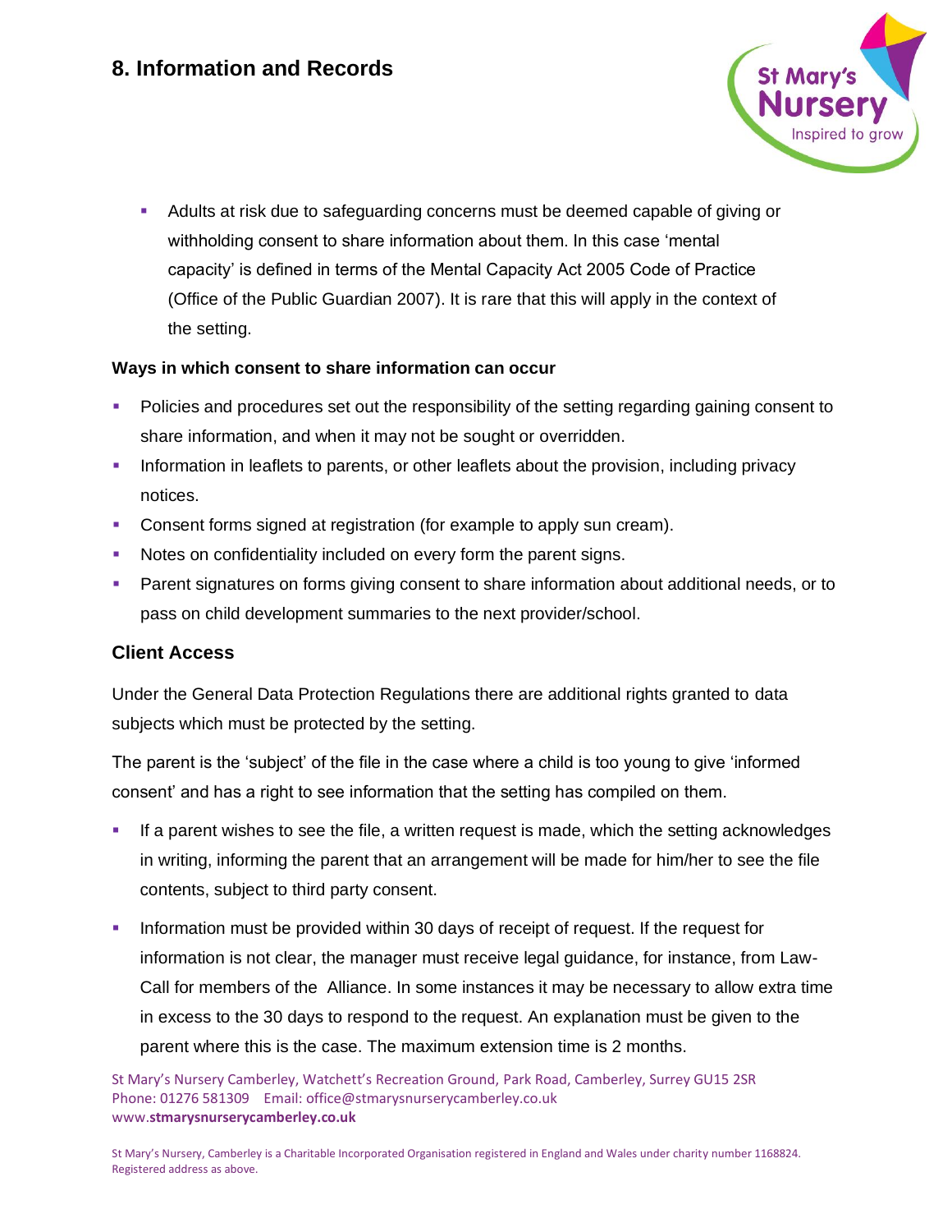## 8. Information and Records

- Adults at risk due to safeguarding concerns must be deemed capable of giving or withholding consent to share information about them. In this case 'mental capacity' is defined in terms of the Mental Capacity Act 2005 Code of Practice (Office of the Public Guardian 2007). It is rare that this will apply in the context of the setting.

### Ways in which consent to share information can occur

- Policies and procedures set out the responsibility of the setting regarding gaining consent to share information, and when it may not be sought or overridden.
- Information in leaflets to parents, or other leaflets about the provision, including privacy notices.
- Consent forms signed at registration (for example to apply sun cream).
- Notes on confidentiality included on every form the parent signs.
- Parent signatures on forms giving consent to share information about additional needs, or to pass on child development summaries to the next provider/school.

### Client Access

Under the General Data Protection Regulations there are additional rights granted to data subjects which must be protected by the setting.

The parent is the 'subject' of the file in the case where a child is too young to give 'informed consent' and has a right to see information that the setting has compiled on them.

- If a parent wishes to see the file, a written request is made, which the setting acknowledges in writing, informing the parent that an arrangement will be made for him/her to see the file contents, subject to third party consent.
- Information must be provided within 30 days of receipt of request. If the request for information is not clear, the manager must receive legal guidance, for instance, from Law-Call for members of the Alliance. In some instances it may be necessary to allow extra time in excess to the 30 days to respond to the request. An explanation must be given to the parent where this is the case. The maximum extension time is 2 months.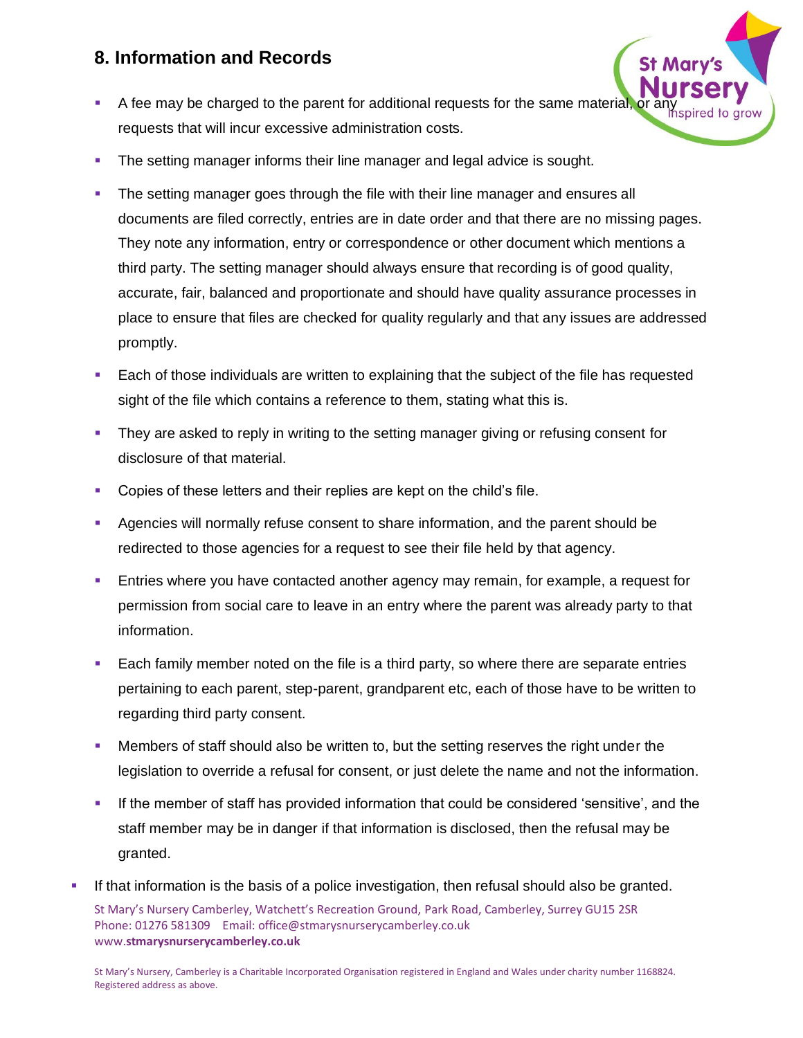## 8. Information and Records

- A fee may be charged to the parent for additional requests for the same material, or any requests that will incur excessive administration costs.
- The setting manager informs their line manager and legal advice is sought.
- The setting manager goes through the file with their line manager and ensures all documents are filed correctly, entries are in date order and that there are no missing pages. They note any information, entry or correspondence or other document which mentions a third party. The setting manager should always ensure that recording is of good quality, accurate, fair, balanced and proportionate and should have quality assurance processes in place to ensure that files are checked for quality regularly and that any issues are addressed promptly.
- Each of those individuals are written to explaining that the subject of the file has requested sight of the file which contains a reference to them, stating what this is.
- They are asked to reply in writing to the setting manager giving or refusing consent for disclosure of that material.
- Copies of these letters and their replies are kept on the child's file.
- Agencies will normally refuse consent to share information, and the parent should be redirected to those agencies for a request to see their file held by that agency.
- Entries where you have contacted another agency may remain, for example, a request for permission from social care to leave in an entry where the parent was already party to that information.
- Each family member noted on the file is a third party, so where there are separate entries pertaining to each parent, step-parent, grandparent etc, each of those have to be written to regarding third party consent.
- Members of staff should also be written to, but the setting reserves the right under the legislation to override a refusal for consent, or just delete the name and not the information.
- If the member of staff has provided information that could be considered 'sensitive', and the staff member may be in danger if that information is disclosed, then the refusal may be granted.
- If that information is the basis of a police investigation, then refusal should also be granted.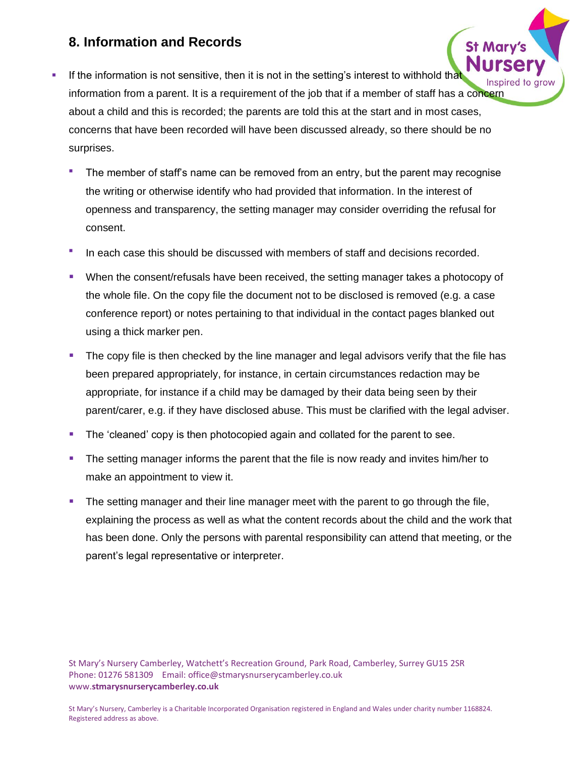## 8. Information and Records

- If the information is not sensitive, then it is not in the setting's interest to withhold that information from a parent. It is a requirement of the job that if a member of staff has a concern about a child and this is recorded; the parents are told this at the start and in most cases, concerns that have been recorded will have been discussed already, so there should be no surprises.
    - The member of staff's name can be removed from an entry, but the parent may recognise the writing or otherwise identify who had provided that information. In the interest of openness and transparency, the setting manager may consider overriding the refusal for consent.
    - In each case this should be discussed with members of staff and decisions recorded.
    - When the consent/refusals have been received, the setting manager takes a photocopy of the whole file. On the copy file the document not to be disclosed is removed (e.g. a case conference report) or notes pertaining to that individual in the contact pages blanked out using a thick marker pen.
    - The copy file is then checked by the line manager and legal advisors verify that the file has been prepared appropriately, for instance, in certain circumstances redaction may be appropriate, for instance if a child may be damaged by their data being seen by their parent/carer, e.g. if they have disclosed abuse. This must be clarified with the legal adviser.
    - The 'cleaned' copy is then photocopied again and collated for the parent to see.
    - The setting manager informs the parent that the file is now ready and invites him/her to make an appointment to view it.
    - The setting manager and their line manager meet with the parent to go through the file, explaining the process as well as what the content records about the child and the work that has been done. Only the persons with parental responsibility can attend that meeting, or the parent's legal representative or interpreter.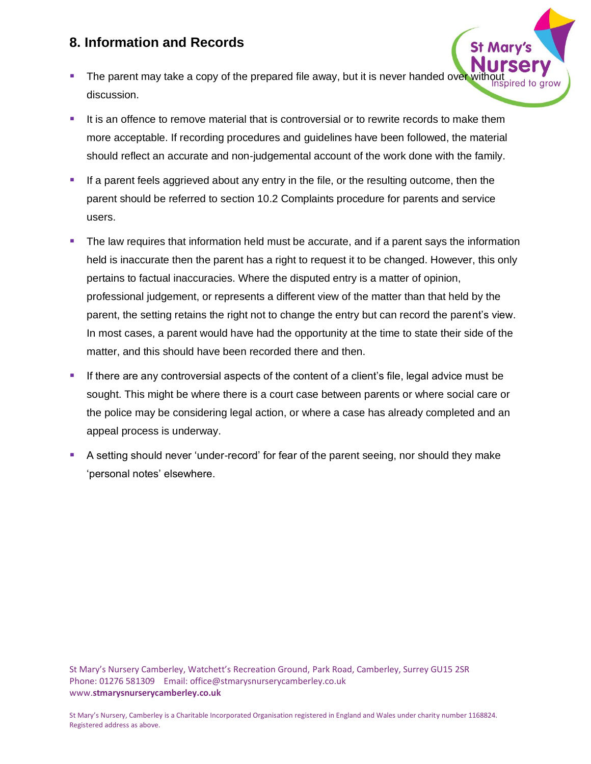## 8. Information and Records

- The parent may take a copy of the prepared file away, but it is never handed over without discussion.
- It is an offence to remove material that is controversial or to rewrite records to make them more acceptable. If recording procedures and guidelines have been followed, the material should reflect an accurate and non-judgemental account of the work done with the family.
- If a parent feels aggrieved about any entry in the file, or the resulting outcome, then the parent should be referred to section 10.2 Complaints procedure for parents and service users.
- The law requires that information held must be accurate, and if a parent says the information held is inaccurate then the parent has a right to request it to be changed. However, this only pertains to factual inaccuracies. Where the disputed entry is a matter of opinion, professional judgement, or represents a different view of the matter than that held by the parent, the setting retains the right not to change the entry but can record the parent's view. In most cases, a parent would have had the opportunity at the time to state their side of the matter, and this should have been recorded there and then.
- If there are any controversial aspects of the content of a client's file, legal advice must be sought. This might be where there is a court case between parents or where social care or the police may be considering legal action, or where a case has already completed and an appeal process is underway.
- A setting should never 'under-record' for fear of the parent seeing, nor should they make 'personal notes' elsewhere.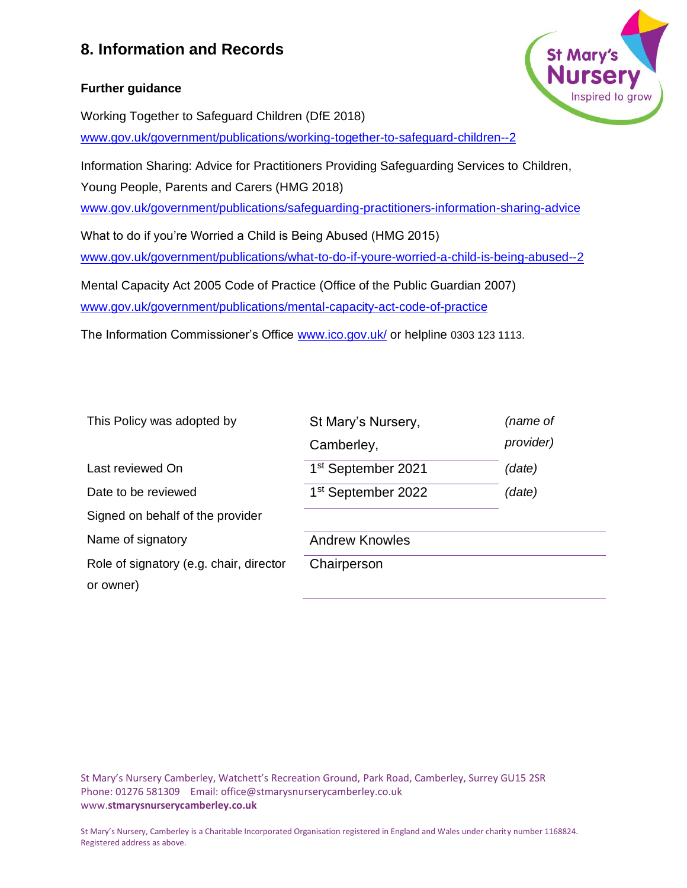## 8. Information and Records

### Further guidance

Working Together to Safeguard Children (DfE 2018)
www.gov.uk/government/publications/working-together-to-safeguard-children--2

Information Sharing: Advice for Practitioners Providing Safeguarding Services to Children, Young People, Parents and Carers (HMG 2018)
www.gov.uk/government/publications/safeguarding-practitioners-information-sharing-advice

What to do if you're Worried a Child is Being Abused (HMG 2015)
www.gov.uk/government/publications/what-to-do-if-youre-worried-a-child-is-being-abused--2

Mental Capacity Act 2005 Code of Practice (Office of the Public Guardian 2007)
www.gov.uk/government/publications/mental-capacity-act-code-of-practice

The Information Commissioner's Office www.ico.gov.uk/ or helpline 0303 123 1113.

| | | |
|---|---|---|
| This Policy was adopted by | St Mary's Nursery, Camberley, | *(name of provider)* |
| Last reviewed On | 1st September 2021 | *(date)* |
| Date to be reviewed | 1st September 2022 | *(date)* |
| Signed on behalf of the provider | | |
| Name of signatory | Andrew Knowles | |
| Role of signatory (e.g. chair, director or owner) | Chairperson | |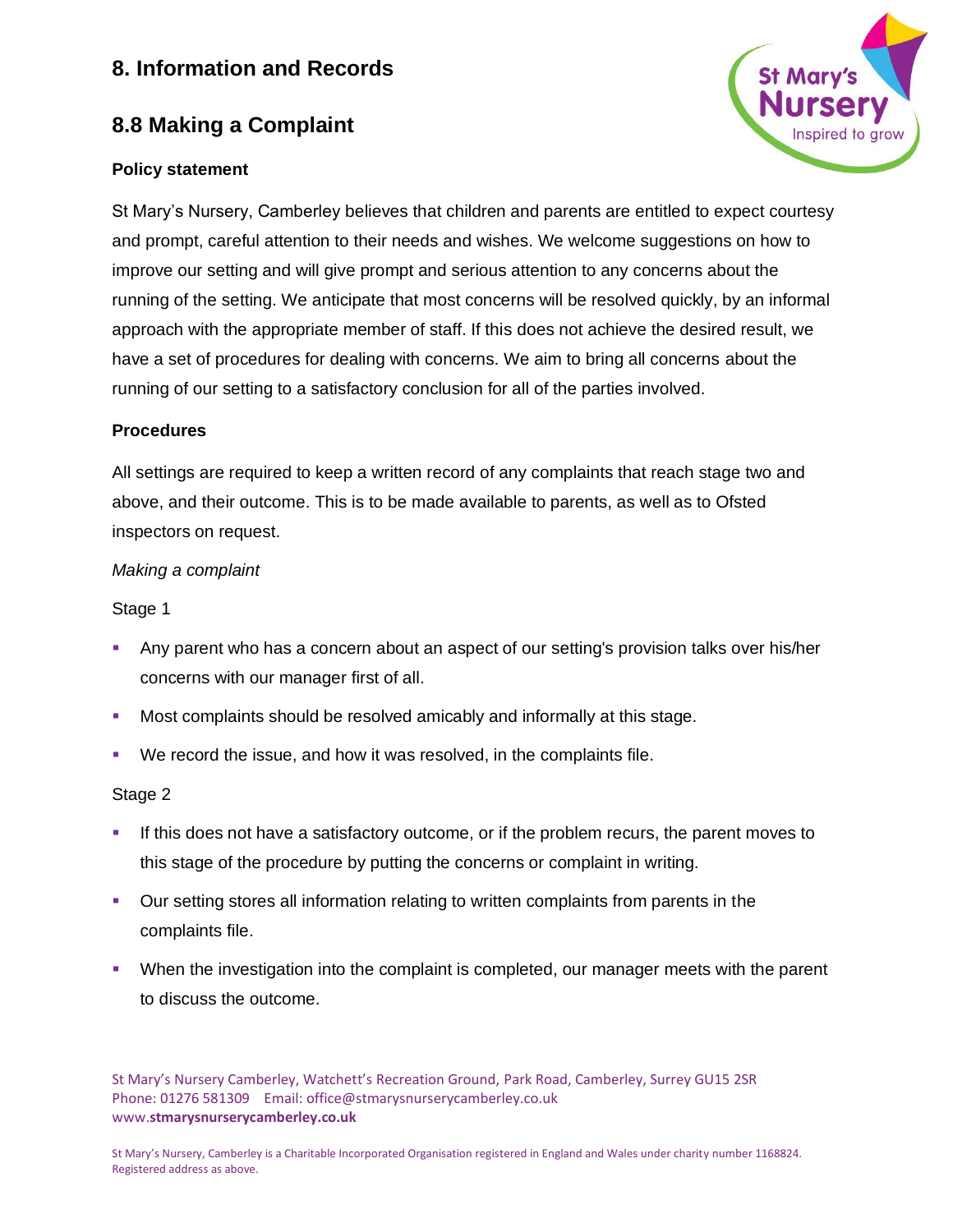## 8. Information and Records

## 8.8 Making a Complaint

**Policy statement**

St Mary's Nursery, Camberley believes that children and parents are entitled to expect courtesy and prompt, careful attention to their needs and wishes. We welcome suggestions on how to improve our setting and will give prompt and serious attention to any concerns about the running of the setting. We anticipate that most concerns will be resolved quickly, by an informal approach with the appropriate member of staff. If this does not achieve the desired result, we have a set of procedures for dealing with concerns. We aim to bring all concerns about the running of our setting to a satisfactory conclusion for all of the parties involved.

**Procedures**

All settings are required to keep a written record of any complaints that reach stage two and above, and their outcome. This is to be made available to parents, as well as to Ofsted inspectors on request.

*Making a complaint*

Stage 1

- Any parent who has a concern about an aspect of our setting's provision talks over his/her concerns with our manager first of all.
- Most complaints should be resolved amicably and informally at this stage.
- We record the issue, and how it was resolved, in the complaints file.

Stage 2

- If this does not have a satisfactory outcome, or if the problem recurs, the parent moves to this stage of the procedure by putting the concerns or complaint in writing.
- Our setting stores all information relating to written complaints from parents in the complaints file.
- When the investigation into the complaint is completed, our manager meets with the parent to discuss the outcome.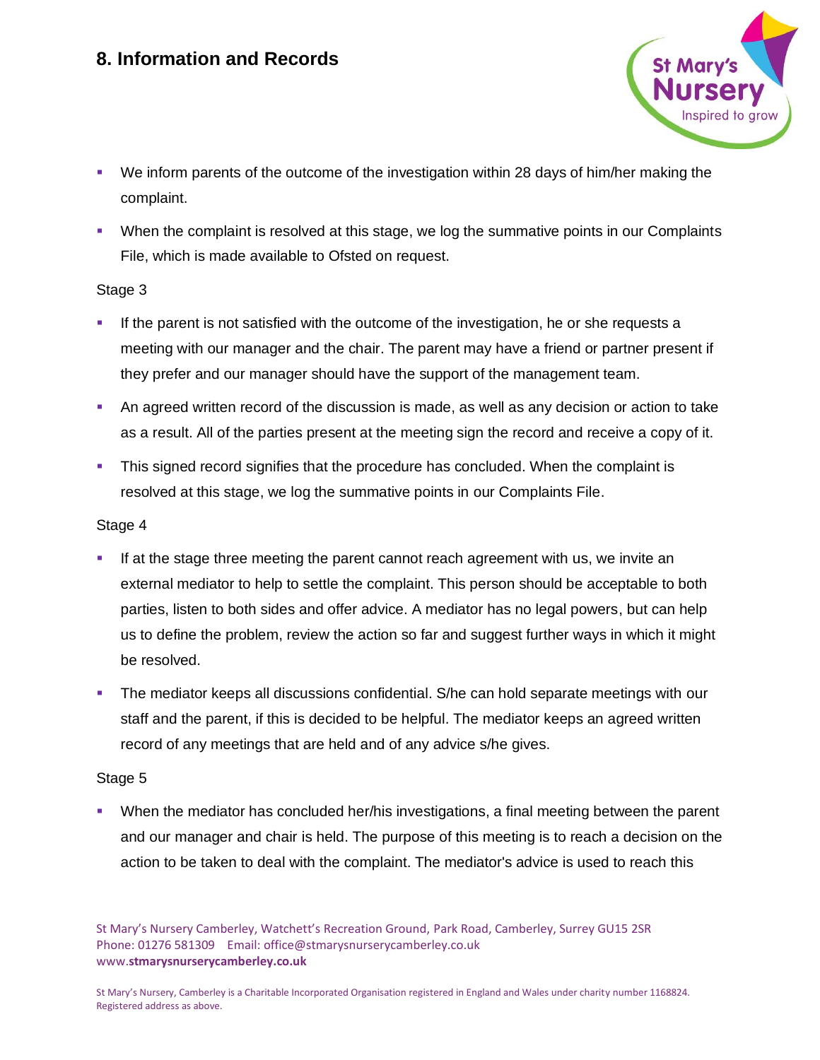# 8. Information and Records

- We inform parents of the outcome of the investigation within 28 days of him/her making the complaint.
- When the complaint is resolved at this stage, we log the summative points in our Complaints File, which is made available to Ofsted on request.

Stage 3

- If the parent is not satisfied with the outcome of the investigation, he or she requests a meeting with our manager and the chair. The parent may have a friend or partner present if they prefer and our manager should have the support of the management team.
- An agreed written record of the discussion is made, as well as any decision or action to take as a result. All of the parties present at the meeting sign the record and receive a copy of it.
- This signed record signifies that the procedure has concluded. When the complaint is resolved at this stage, we log the summative points in our Complaints File.

Stage 4

- If at the stage three meeting the parent cannot reach agreement with us, we invite an external mediator to help to settle the complaint. This person should be acceptable to both parties, listen to both sides and offer advice. A mediator has no legal powers, but can help us to define the problem, review the action so far and suggest further ways in which it might be resolved.
- The mediator keeps all discussions confidential. S/he can hold separate meetings with our staff and the parent, if this is decided to be helpful. The mediator keeps an agreed written record of any meetings that are held and of any advice s/he gives.

Stage 5

- When the mediator has concluded her/his investigations, a final meeting between the parent and our manager and chair is held. The purpose of this meeting is to reach a decision on the action to be taken to deal with the complaint. The mediator's advice is used to reach this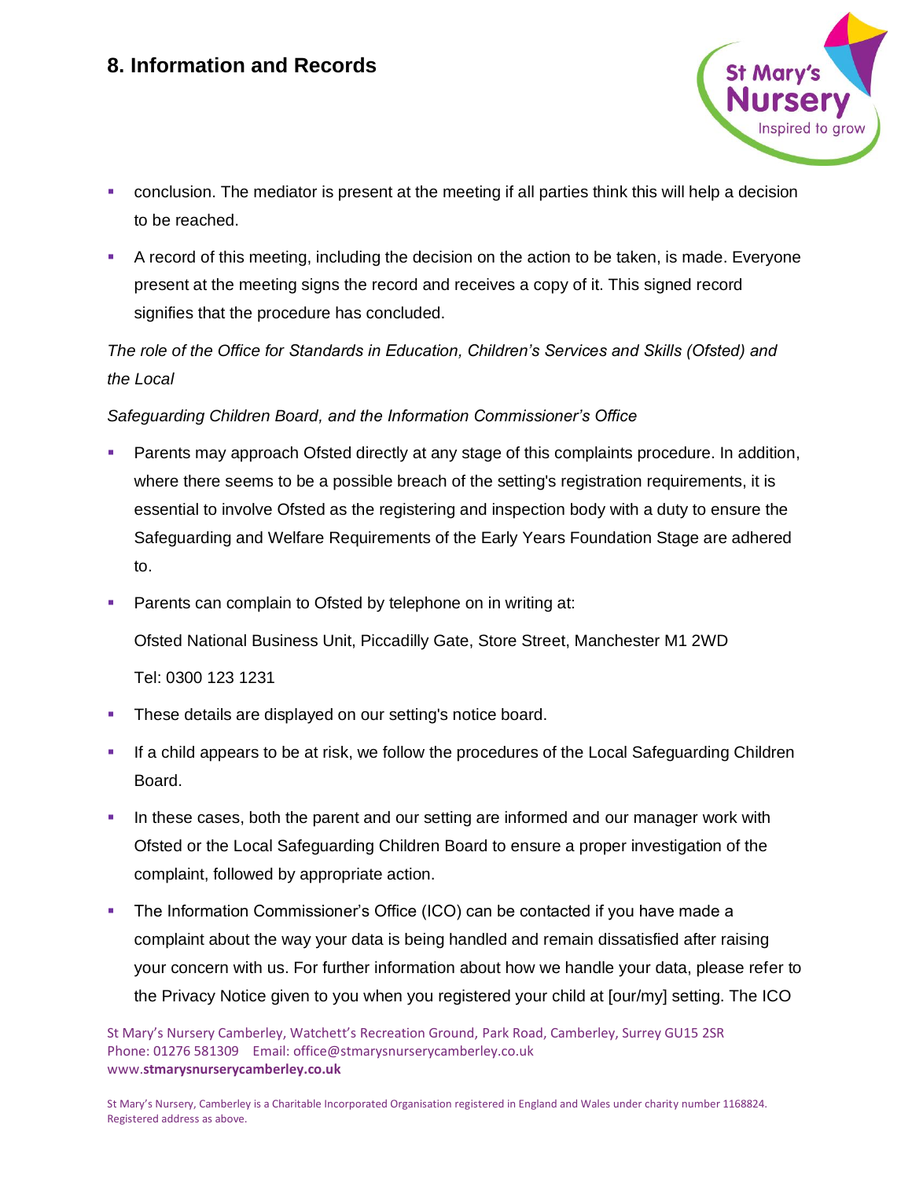## 8. Information and Records

- conclusion. The mediator is present at the meeting if all parties think this will help a decision to be reached.
- A record of this meeting, including the decision on the action to be taken, is made. Everyone present at the meeting signs the record and receives a copy of it. This signed record signifies that the procedure has concluded.

*The role of the Office for Standards in Education, Children's Services and Skills (Ofsted) and the Local*

*Safeguarding Children Board, and the Information Commissioner's Office*

- Parents may approach Ofsted directly at any stage of this complaints procedure. In addition, where there seems to be a possible breach of the setting's registration requirements, it is essential to involve Ofsted as the registering and inspection body with a duty to ensure the Safeguarding and Welfare Requirements of the Early Years Foundation Stage are adhered to.
- Parents can complain to Ofsted by telephone on in writing at:

  Ofsted National Business Unit, Piccadilly Gate, Store Street, Manchester M1 2WD

  Tel: 0300 123 1231
- These details are displayed on our setting's notice board.
- If a child appears to be at risk, we follow the procedures of the Local Safeguarding Children Board.
- In these cases, both the parent and our setting are informed and our manager work with Ofsted or the Local Safeguarding Children Board to ensure a proper investigation of the complaint, followed by appropriate action.
- The Information Commissioner's Office (ICO) can be contacted if you have made a complaint about the way your data is being handled and remain dissatisfied after raising your concern with us. For further information about how we handle your data, please refer to the Privacy Notice given to you when you registered your child at [our/my] setting. The ICO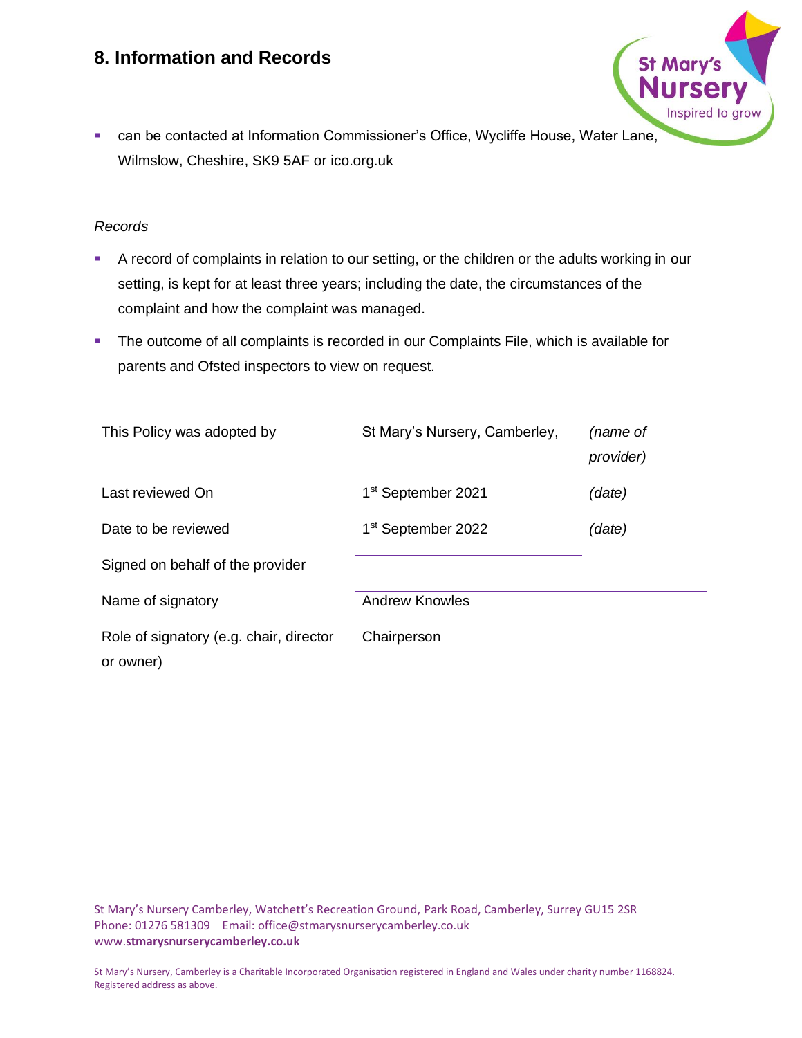## 8. Information and Records

- can be contacted at Information Commissioner's Office, Wycliffe House, Water Lane, Wilmslow, Cheshire, SK9 5AF or ico.org.uk

*Records*

- A record of complaints in relation to our setting, or the children or the adults working in our setting, is kept for at least three years; including the date, the circumstances of the complaint and how the complaint was managed.
- The outcome of all complaints is recorded in our Complaints File, which is available for parents and Ofsted inspectors to view on request.

| | | |
|---|---|---|
| This Policy was adopted by | St Mary's Nursery, Camberley, | *(name of provider)* |
| Last reviewed On | 1st September 2021 | *(date)* |
| Date to be reviewed | 1st September 2022 | *(date)* |
| Signed on behalf of the provider | | |
| Name of signatory | Andrew Knowles | |
| Role of signatory (e.g. chair, director or owner) | Chairperson | |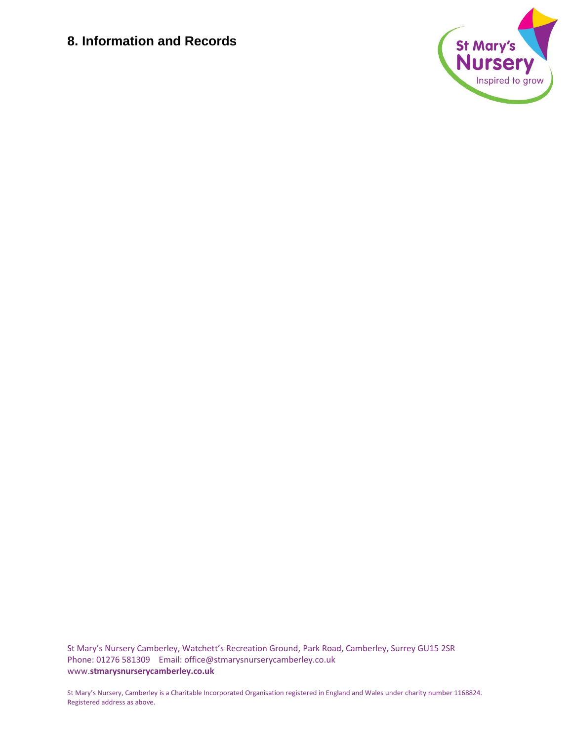## 8. Information and Records